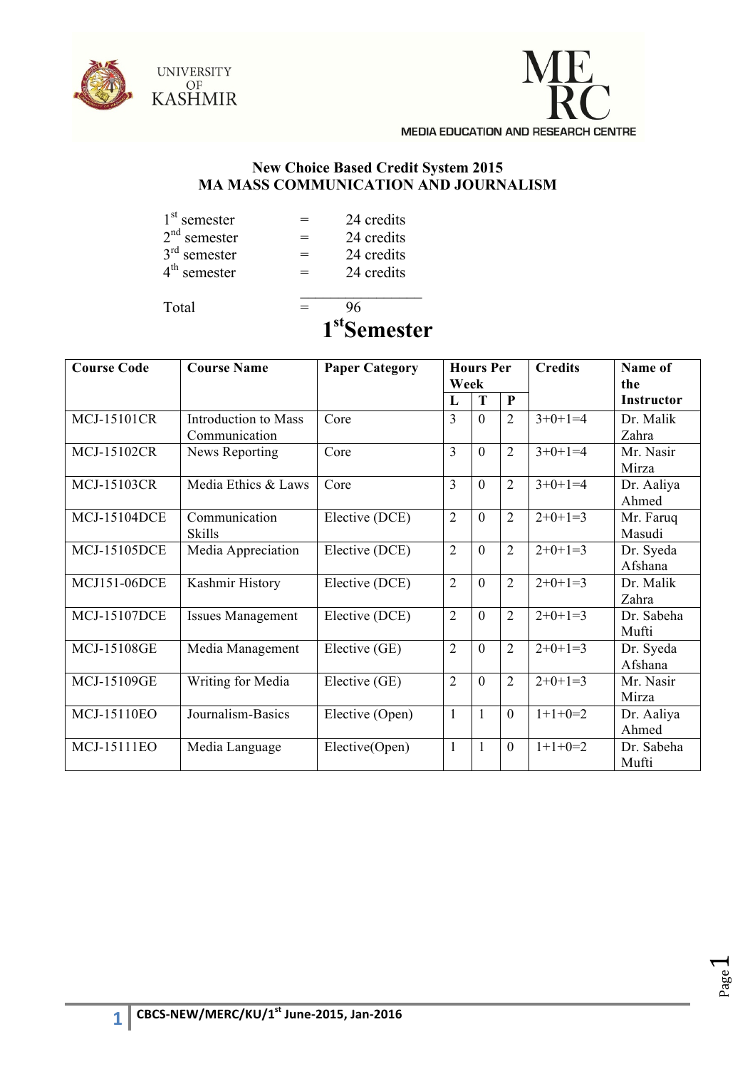UNIVERSITY OF KASHMIR

MERC
MEDIA EDUCATION AND RESEARCH CENTRE

## New Choice Based Credit System 2015
## MA MASS COMMUNICATION AND JOURNALISM

1st semester = 24 credits
2nd semester = 24 credits
3rd semester = 24 credits
4th semester = 24 credits

Total = 96

# 1st Semester

| Course Code | Course Name | Paper Category | Hours Per Week | | | Credits | Name of the Instructor |
|---|---|---|---|---|---|---|---|
| | | | L | T | P | | |
| MCJ-15101CR | Introduction to Mass Communication | Core | 3 | 0 | 2 | 3+0+1=4 | Dr. Malik Zahra |
| MCJ-15102CR | News Reporting | Core | 3 | 0 | 2 | 3+0+1=4 | Mr. Nasir Mirza |
| MCJ-15103CR | Media Ethics & Laws | Core | 3 | 0 | 2 | 3+0+1=4 | Dr. Aaliya Ahmed |
| MCJ-15104DCE | Communication Skills | Elective (DCE) | 2 | 0 | 2 | 2+0+1=3 | Mr. Faruq Masudi |
| MCJ-15105DCE | Media Appreciation | Elective (DCE) | 2 | 0 | 2 | 2+0+1=3 | Dr. Syeda Afshana |
| MCJ151-06DCE | Kashmir History | Elective (DCE) | 2 | 0 | 2 | 2+0+1=3 | Dr. Malik Zahra |
| MCJ-15107DCE | Issues Management | Elective (DCE) | 2 | 0 | 2 | 2+0+1=3 | Dr. Sabeha Mufti |
| MCJ-15108GE | Media Management | Elective (GE) | 2 | 0 | 2 | 2+0+1=3 | Dr. Syeda Afshana |
| MCJ-15109GE | Writing for Media | Elective (GE) | 2 | 0 | 2 | 2+0+1=3 | Mr. Nasir Mirza |
| MCJ-15110EO | Journalism-Basics | Elective (Open) | 1 | 1 | 0 | 1+1+0=2 | Dr. Aaliya Ahmed |
| MCJ-15111EO | Media Language | Elective(Open) | 1 | 1 | 0 | 1+1+0=2 | Dr. Sabeha Mufti |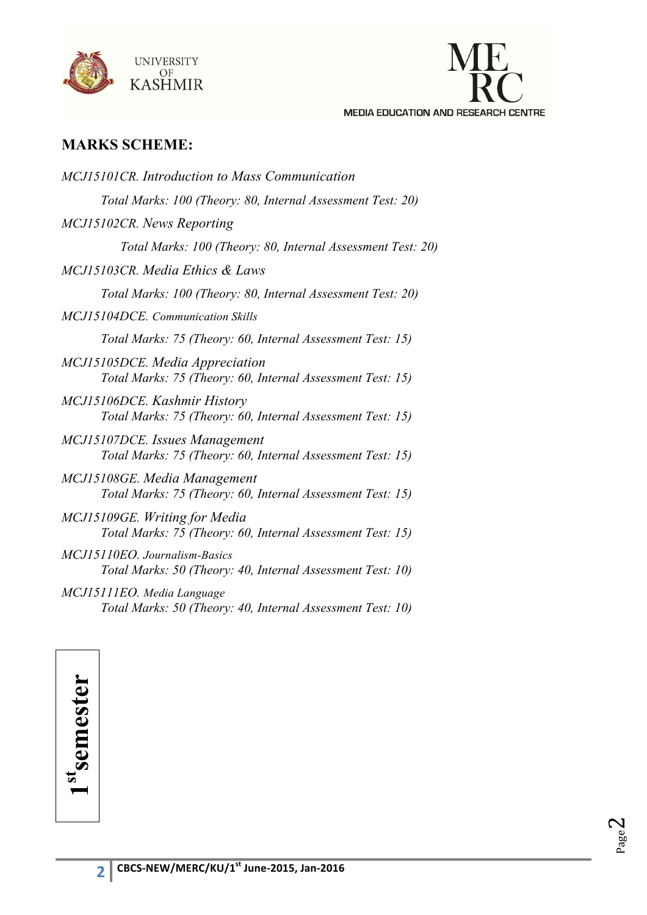## MARKS SCHEME:

*MCJ15101CR. Introduction to Mass Communication*

*Total Marks: 100 (Theory: 80, Internal Assessment Test: 20)*

*MCJ15102CR. News Reporting*

*Total Marks: 100 (Theory: 80, Internal Assessment Test: 20)*

*MCJ15103CR. Media Ethics & Laws*

*Total Marks: 100 (Theory: 80, Internal Assessment Test: 20)*

*MCJ15104DCE. Communication Skills*

*Total Marks: 75 (Theory: 60, Internal Assessment Test: 15)*

*MCJ15105DCE. Media Appreciation*

*Total Marks: 75 (Theory: 60, Internal Assessment Test: 15)*

*MCJ15106DCE. Kashmir History*

*Total Marks: 75 (Theory: 60, Internal Assessment Test: 15)*

*MCJ15107DCE. Issues Management*

*Total Marks: 75 (Theory: 60, Internal Assessment Test: 15)*

*MCJ15108GE. Media Management*

*Total Marks: 75 (Theory: 60, Internal Assessment Test: 15)*

*MCJ15109GE. Writing for Media*

*Total Marks: 75 (Theory: 60, Internal Assessment Test: 15)*

*MCJ15110EO. Journalism-Basics*

*Total Marks: 50 (Theory: 40, Internal Assessment Test: 10)*

*MCJ15111EO. Media Language*

*Total Marks: 50 (Theory: 40, Internal Assessment Test: 10)*

**1st semester**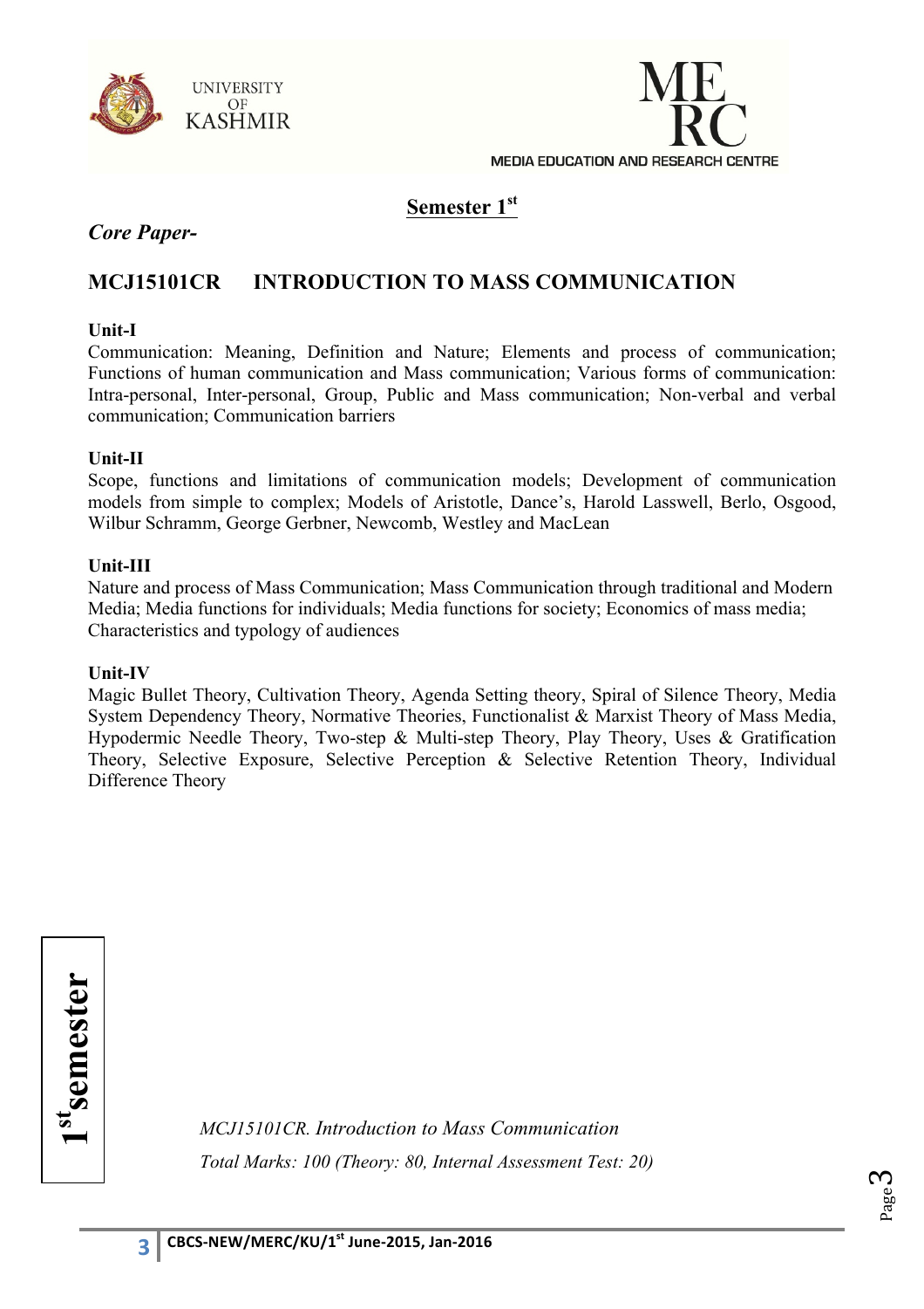## Semester 1st

*Core Paper-*

## MCJ15101CR INTRODUCTION TO MASS COMMUNICATION

**Unit-I**

Communication: Meaning, Definition and Nature; Elements and process of communication; Functions of human communication and Mass communication; Various forms of communication: Intra-personal, Inter-personal, Group, Public and Mass communication; Non-verbal and verbal communication; Communication barriers

**Unit-II**

Scope, functions and limitations of communication models; Development of communication models from simple to complex; Models of Aristotle, Dance's, Harold Lasswell, Berlo, Osgood, Wilbur Schramm, George Gerbner, Newcomb, Westley and MacLean

**Unit-III**

Nature and process of Mass Communication; Mass Communication through traditional and Modern Media; Media functions for individuals; Media functions for society; Economics of mass media; Characteristics and typology of audiences

**Unit-IV**

Magic Bullet Theory, Cultivation Theory, Agenda Setting theory, Spiral of Silence Theory, Media System Dependency Theory, Normative Theories, Functionalist & Marxist Theory of Mass Media, Hypodermic Needle Theory, Two-step & Multi-step Theory, Play Theory, Uses & Gratification Theory, Selective Exposure, Selective Perception & Selective Retention Theory, Individual Difference Theory

*MCJ15101CR. Introduction to Mass Communication*

*Total Marks: 100 (Theory: 80, Internal Assessment Test: 20)*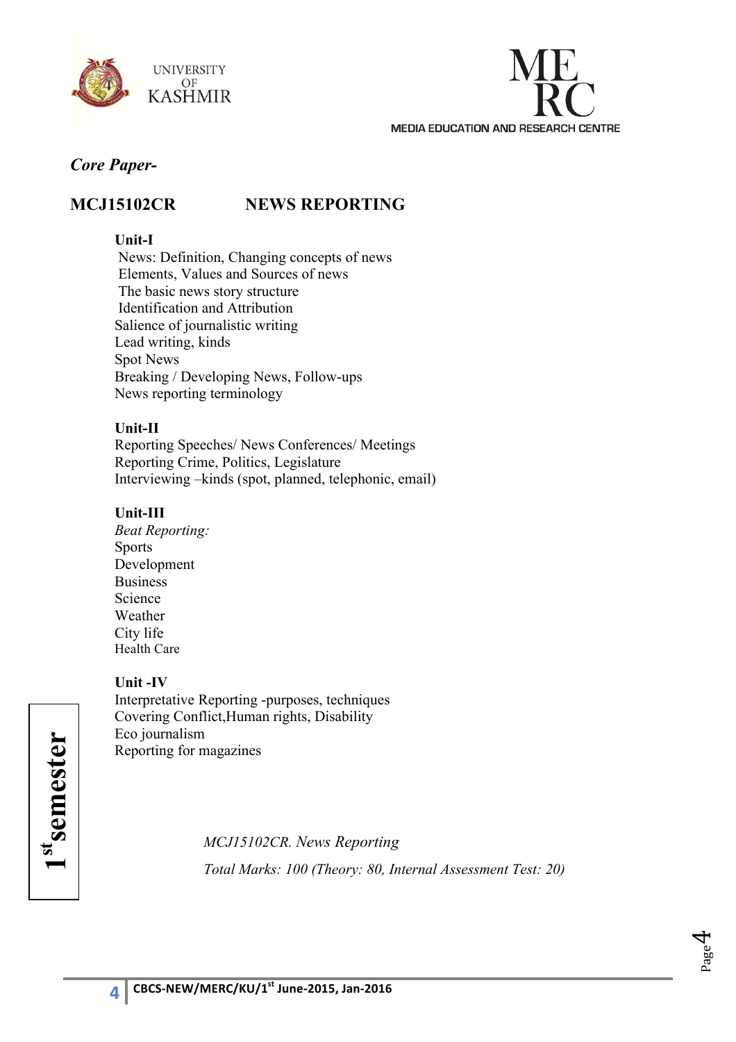*Core Paper-*

## MCJ15102CR NEWS REPORTING

**Unit-I**

News: Definition, Changing concepts of news
Elements, Values and Sources of news
The basic news story structure
Identification and Attribution
Salience of journalistic writing
Lead writing, kinds
Spot News
Breaking / Developing News, Follow-ups
News reporting terminology

**Unit-II**

Reporting Speeches/ News Conferences/ Meetings
Reporting Crime, Politics, Legislature
Interviewing –kinds (spot, planned, telephonic, email)

**Unit-III**

*Beat Reporting:*
Sports
Development
Business
Science
Weather
City life
Health Care

**Unit -IV**

Interpretative Reporting -purposes, techniques
Covering Conflict,Human rights, Disability
Eco journalism
Reporting for magazines

**1st semester**

*MCJ15102CR. News Reporting*

*Total Marks: 100 (Theory: 80, Internal Assessment Test: 20)*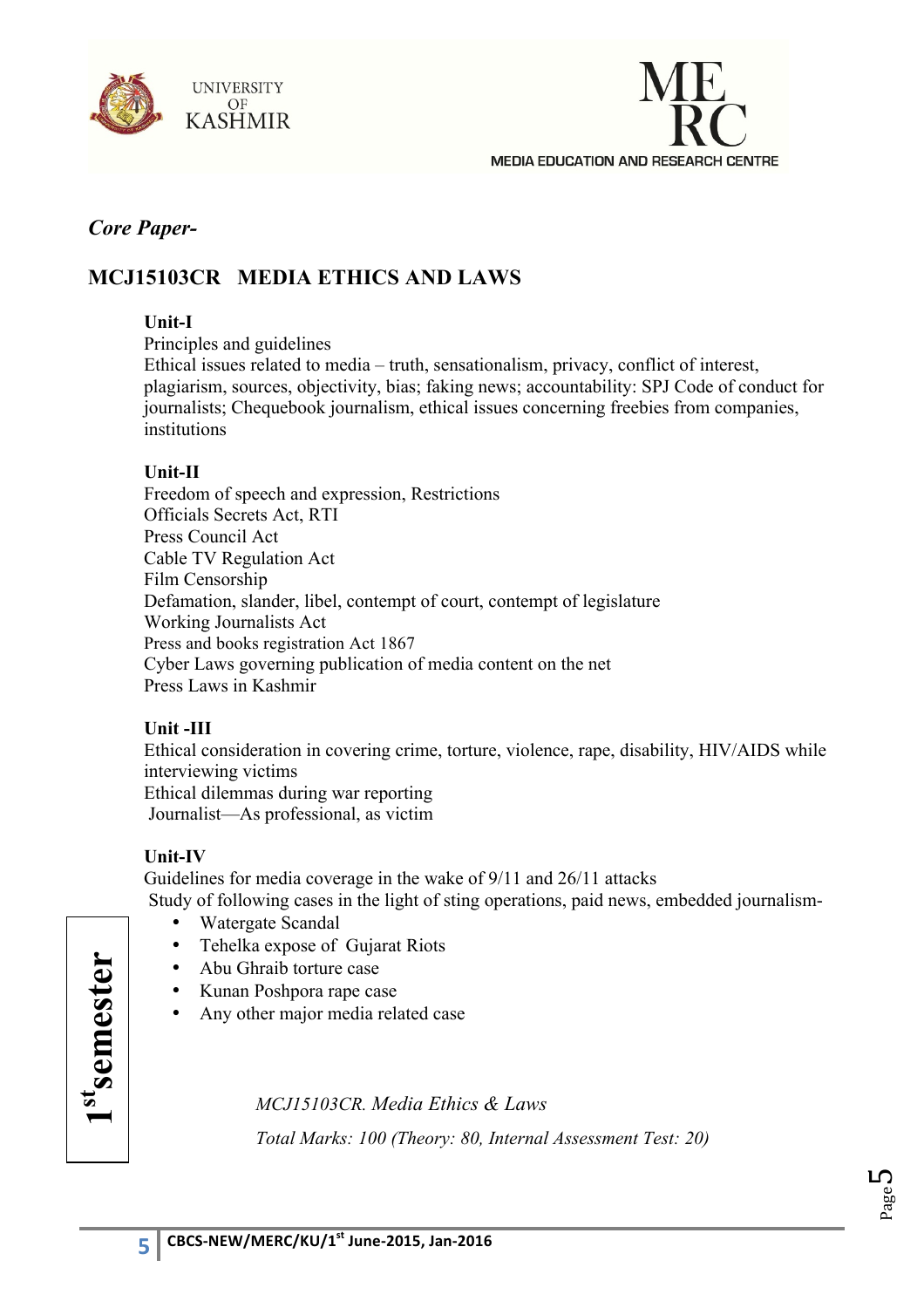*Core Paper-*

## MCJ15103CR MEDIA ETHICS AND LAWS

**Unit-I**

Principles and guidelines

Ethical issues related to media – truth, sensationalism, privacy, conflict of interest, plagiarism, sources, objectivity, bias; faking news; accountability: SPJ Code of conduct for journalists; Chequebook journalism, ethical issues concerning freebies from companies, institutions

**Unit-II**

Freedom of speech and expression, Restrictions

Officials Secrets Act, RTI

Press Council Act

Cable TV Regulation Act

Film Censorship

Defamation, slander, libel, contempt of court, contempt of legislature

Working Journalists Act

Press and books registration Act 1867

Cyber Laws governing publication of media content on the net

Press Laws in Kashmir

**Unit -III**

Ethical consideration in covering crime, torture, violence, rape, disability, HIV/AIDS while interviewing victims

Ethical dilemmas during war reporting

Journalist—As professional, as victim

**Unit-IV**

Guidelines for media coverage in the wake of 9/11 and 26/11 attacks

Study of following cases in the light of sting operations, paid news, embedded journalism-

- Watergate Scandal
- Tehelka expose of Gujarat Riots
- Abu Ghraib torture case
- Kunan Poshpora rape case
- Any other major media related case

1st semester

*MCJ15103CR. Media Ethics & Laws*

*Total Marks: 100 (Theory: 80, Internal Assessment Test: 20)*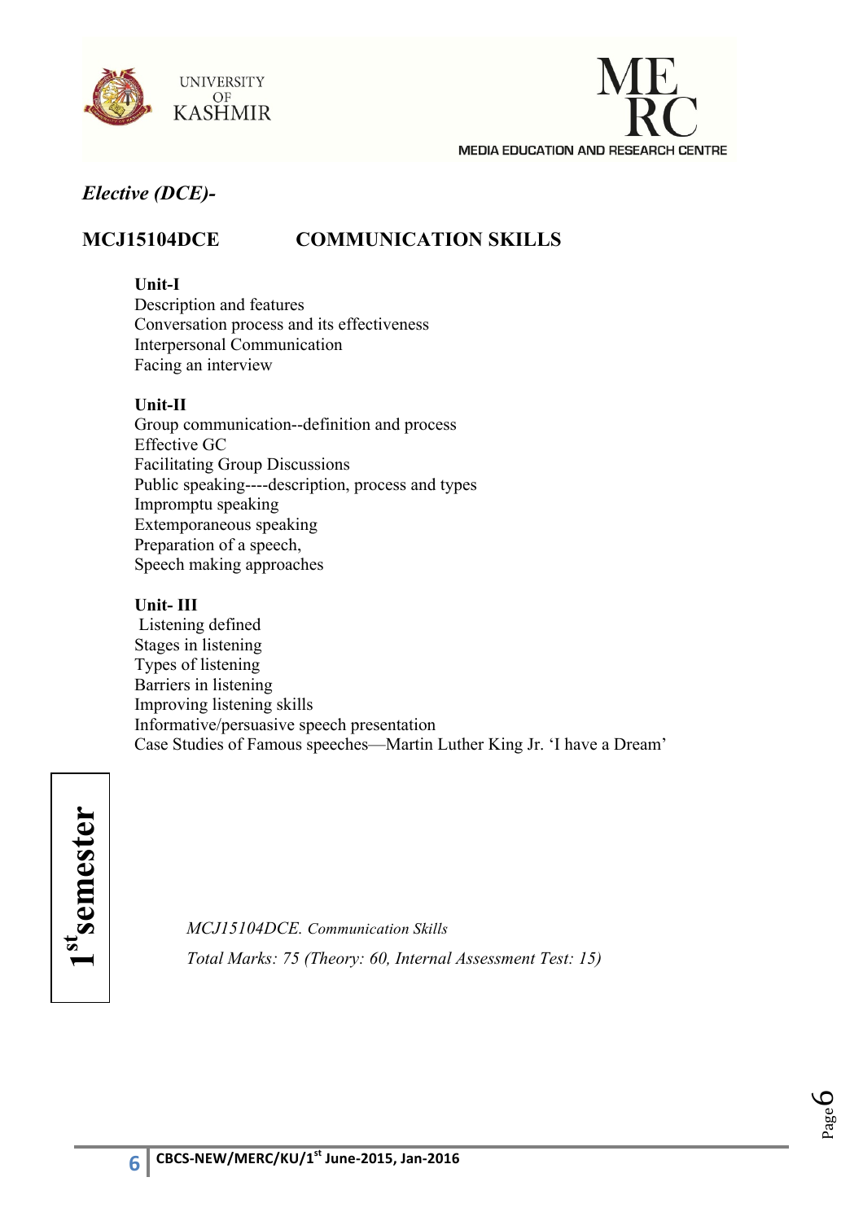*Elective (DCE)-*

## MCJ15104DCE COMMUNICATION SKILLS

**Unit-I**

Description and features
Conversation process and its effectiveness
Interpersonal Communication
Facing an interview

**Unit-II**

Group communication--definition and process
Effective GC
Facilitating Group Discussions
Public speaking----description, process and types
Impromptu speaking
Extemporaneous speaking
Preparation of a speech,
Speech making approaches

**Unit- III**

Listening defined
Stages in listening
Types of listening
Barriers in listening
Improving listening skills
Informative/persuasive speech presentation
Case Studies of Famous speeches—Martin Luther King Jr. 'I have a Dream'

**1st semester**

*MCJ15104DCE. Communication Skills*

*Total Marks: 75 (Theory: 60, Internal Assessment Test: 15)*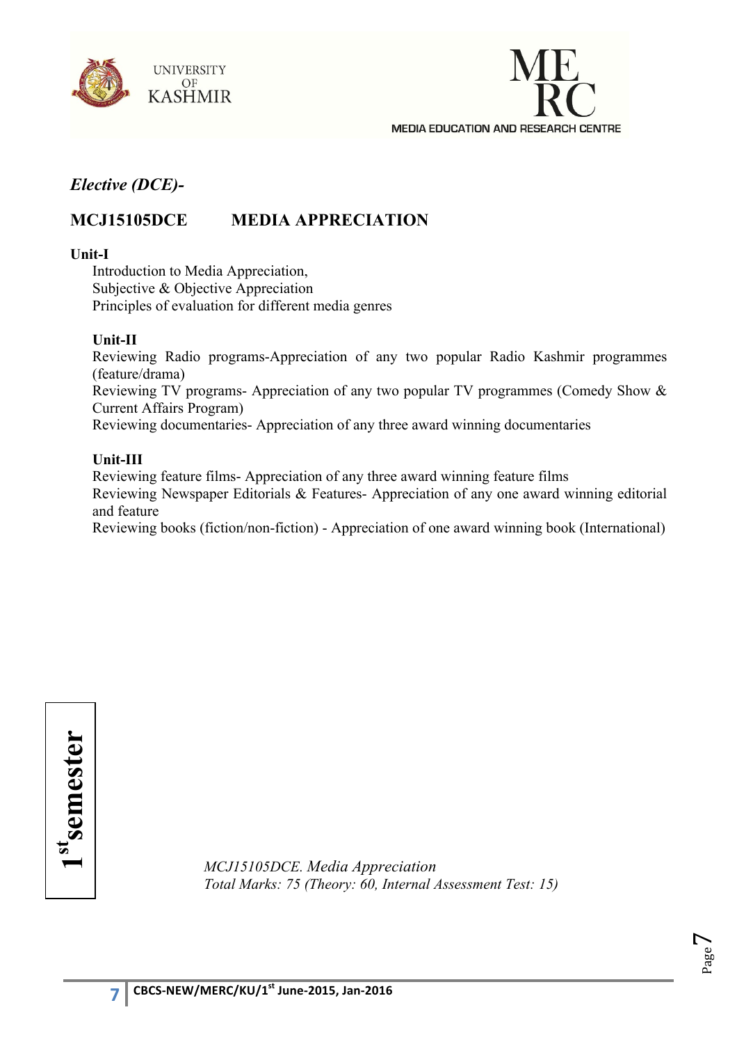*Elective (DCE)-*

## MCJ15105DCE MEDIA APPRECIATION

**Unit-I**

Introduction to Media Appreciation,
Subjective & Objective Appreciation
Principles of evaluation for different media genres

**Unit-II**

Reviewing Radio programs-Appreciation of any two popular Radio Kashmir programmes (feature/drama)
Reviewing TV programs- Appreciation of any two popular TV programmes (Comedy Show & Current Affairs Program)
Reviewing documentaries- Appreciation of any three award winning documentaries

**Unit-III**

Reviewing feature films- Appreciation of any three award winning feature films
Reviewing Newspaper Editorials & Features- Appreciation of any one award winning editorial and feature
Reviewing books (fiction/non-fiction) - Appreciation of one award winning book (International)

**1st semester**

*MCJ15105DCE. Media Appreciation*
*Total Marks: 75 (Theory: 60, Internal Assessment Test: 15)*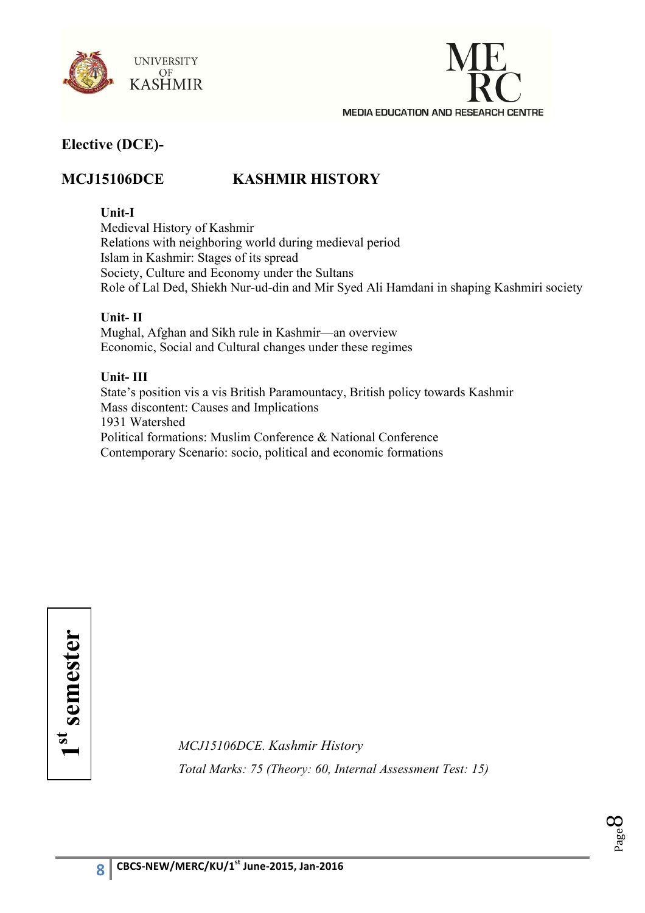## Elective (DCE)-

## MCJ15106DCE KASHMIR HISTORY

**Unit-I**

Medieval History of Kashmir
Relations with neighboring world during medieval period
Islam in Kashmir: Stages of its spread
Society, Culture and Economy under the Sultans
Role of Lal Ded, Shiekh Nur-ud-din and Mir Syed Ali Hamdani in shaping Kashmiri society

**Unit- II**

Mughal, Afghan and Sikh rule in Kashmir—an overview
Economic, Social and Cultural changes under these regimes

**Unit- III**

State's position vis a vis British Paramountacy, British policy towards Kashmir
Mass discontent: Causes and Implications
1931 Watershed
Political formations: Muslim Conference & National Conference
Contemporary Scenario: socio, political and economic formations

**1st semester**

*MCJ15106DCE. Kashmir History*

*Total Marks: 75 (Theory: 60, Internal Assessment Test: 15)*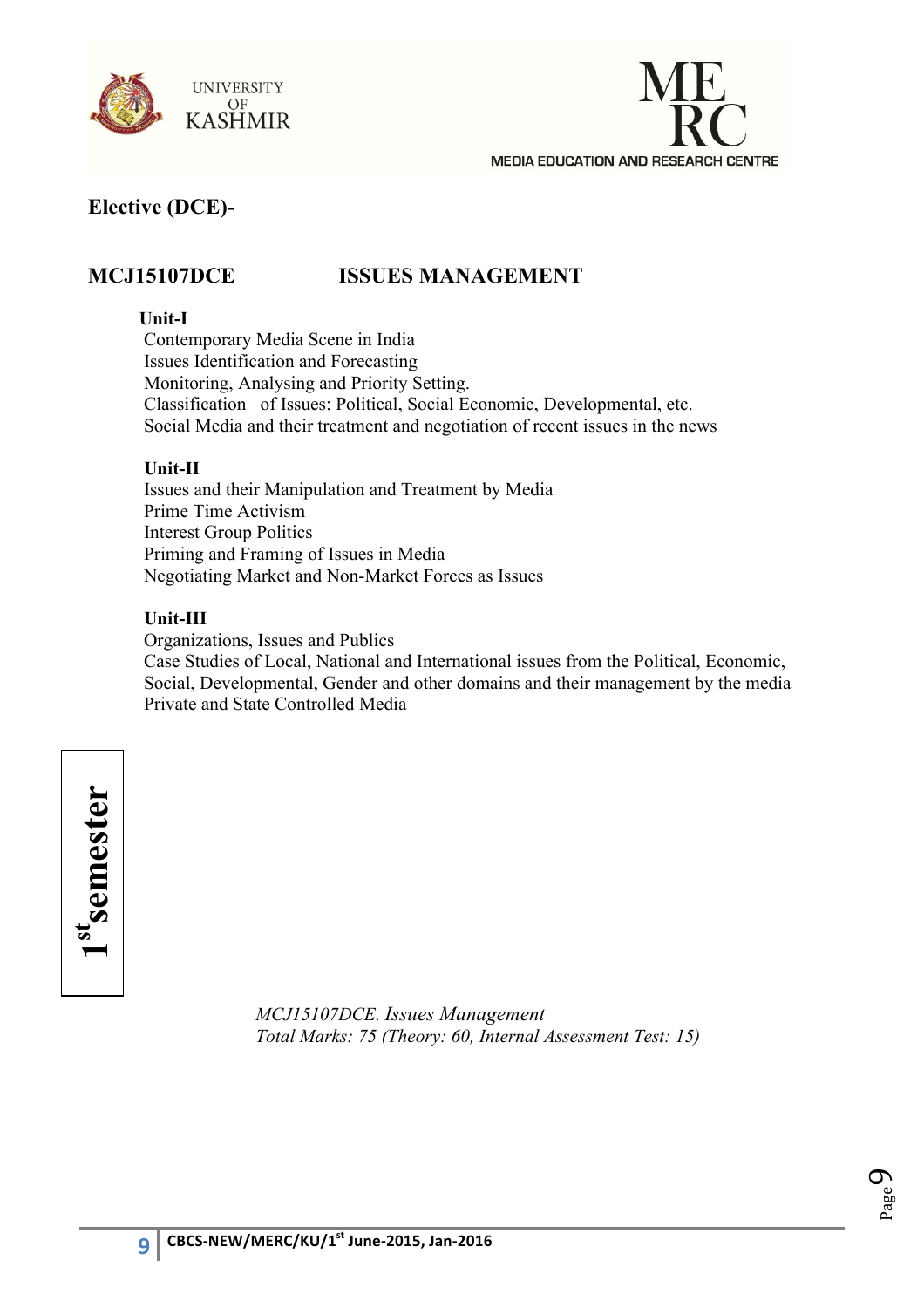**Elective (DCE)-**

## MCJ15107DCE ISSUES MANAGEMENT

**Unit-I**

Contemporary Media Scene in India
Issues Identification and Forecasting
Monitoring, Analysing and Priority Setting.
Classification of Issues: Political, Social Economic, Developmental, etc.
Social Media and their treatment and negotiation of recent issues in the news

**Unit-II**

Issues and their Manipulation and Treatment by Media
Prime Time Activism
Interest Group Politics
Priming and Framing of Issues in Media
Negotiating Market and Non-Market Forces as Issues

**Unit-III**

Organizations, Issues and Publics
Case Studies of Local, National and International issues from the Political, Economic, Social, Developmental, Gender and other domains and their management by the media
Private and State Controlled Media

**1st semester**

*MCJ15107DCE. Issues Management*
*Total Marks: 75 (Theory: 60, Internal Assessment Test: 15)*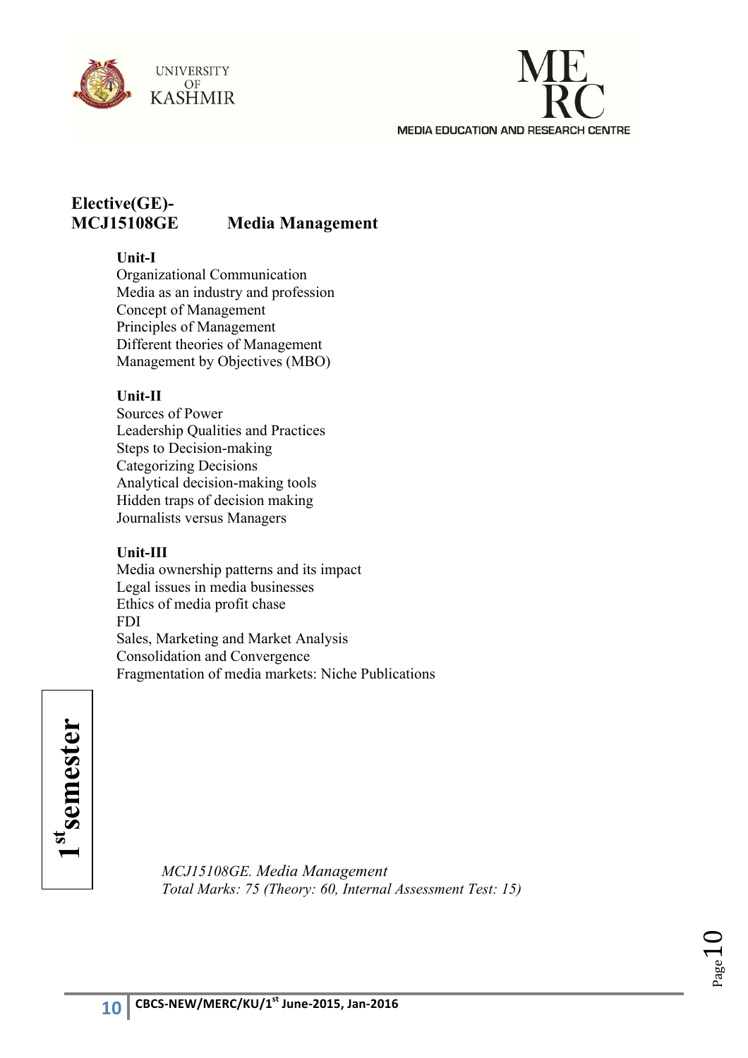## Elective(GE)-
## MCJ15108GE Media Management

**Unit-I**

Organizational Communication
Media as an industry and profession
Concept of Management
Principles of Management
Different theories of Management
Management by Objectives (MBO)

**Unit-II**

Sources of Power
Leadership Qualities and Practices
Steps to Decision-making
Categorizing Decisions
Analytical decision-making tools
Hidden traps of decision making
Journalists versus Managers

**Unit-III**

Media ownership patterns and its impact
Legal issues in media businesses
Ethics of media profit chase
FDI
Sales, Marketing and Market Analysis
Consolidation and Convergence
Fragmentation of media markets: Niche Publications

**1st semester**

*MCJ15108GE. Media Management*
*Total Marks: 75 (Theory: 60, Internal Assessment Test: 15)*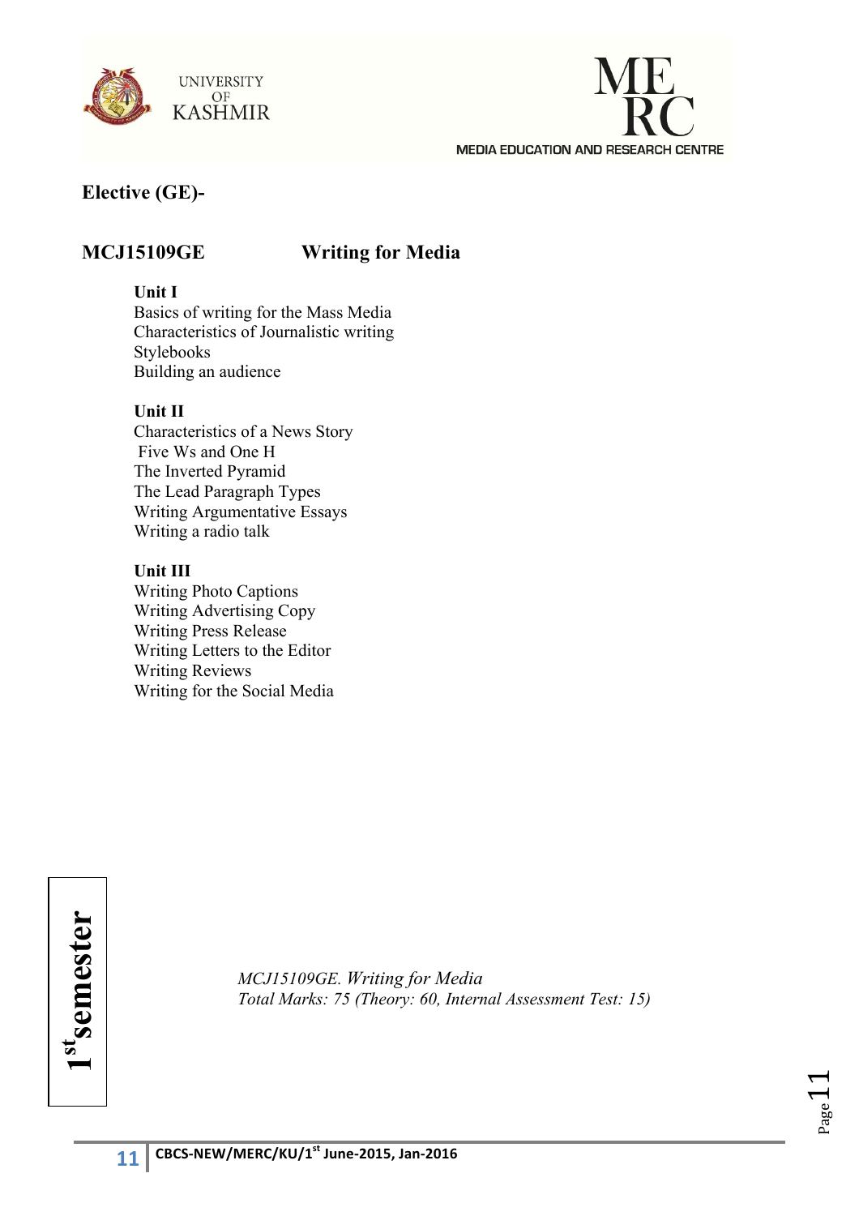**Elective (GE)-**

## MCJ15109GE Writing for Media

**Unit I**

Basics of writing for the Mass Media
Characteristics of Journalistic writing
Stylebooks
Building an audience

**Unit II**

Characteristics of a News Story
Five Ws and One H
The Inverted Pyramid
The Lead Paragraph Types
Writing Argumentative Essays
Writing a radio talk

**Unit III**

Writing Photo Captions
Writing Advertising Copy
Writing Press Release
Writing Letters to the Editor
Writing Reviews
Writing for the Social Media

*MCJ15109GE. Writing for Media*
*Total Marks: 75 (Theory: 60, Internal Assessment Test: 15)*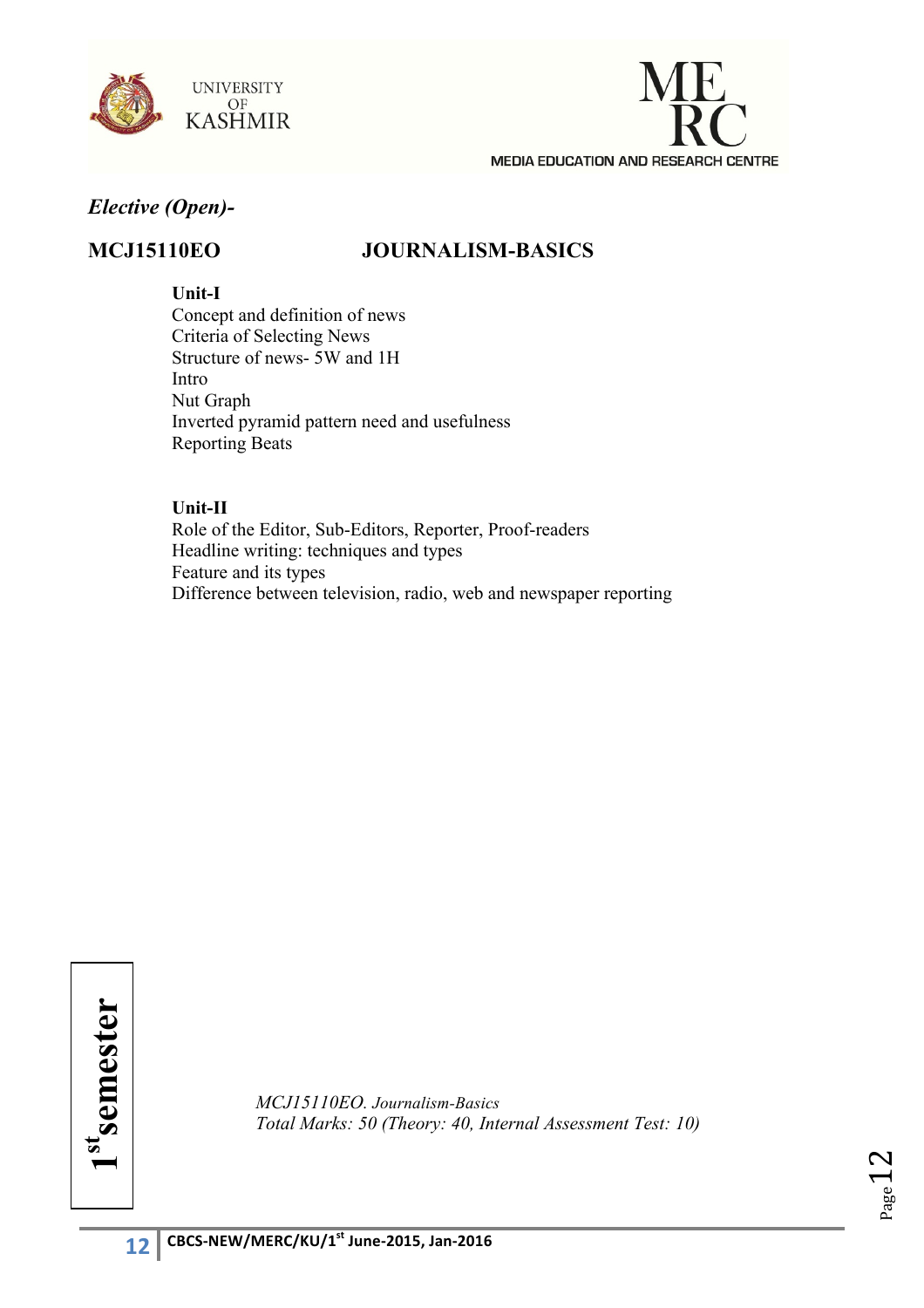*Elective (Open)-*

## MCJ15110EO JOURNALISM-BASICS

**Unit-I**

Concept and definition of news
Criteria of Selecting News
Structure of news- 5W and 1H
Intro
Nut Graph
Inverted pyramid pattern need and usefulness
Reporting Beats

**Unit-II**

Role of the Editor, Sub-Editors, Reporter, Proof-readers
Headline writing: techniques and types
Feature and its types
Difference between television, radio, web and newspaper reporting

**1st semester**

*MCJ15110EO. Journalism-Basics*
*Total Marks: 50 (Theory: 40, Internal Assessment Test: 10)*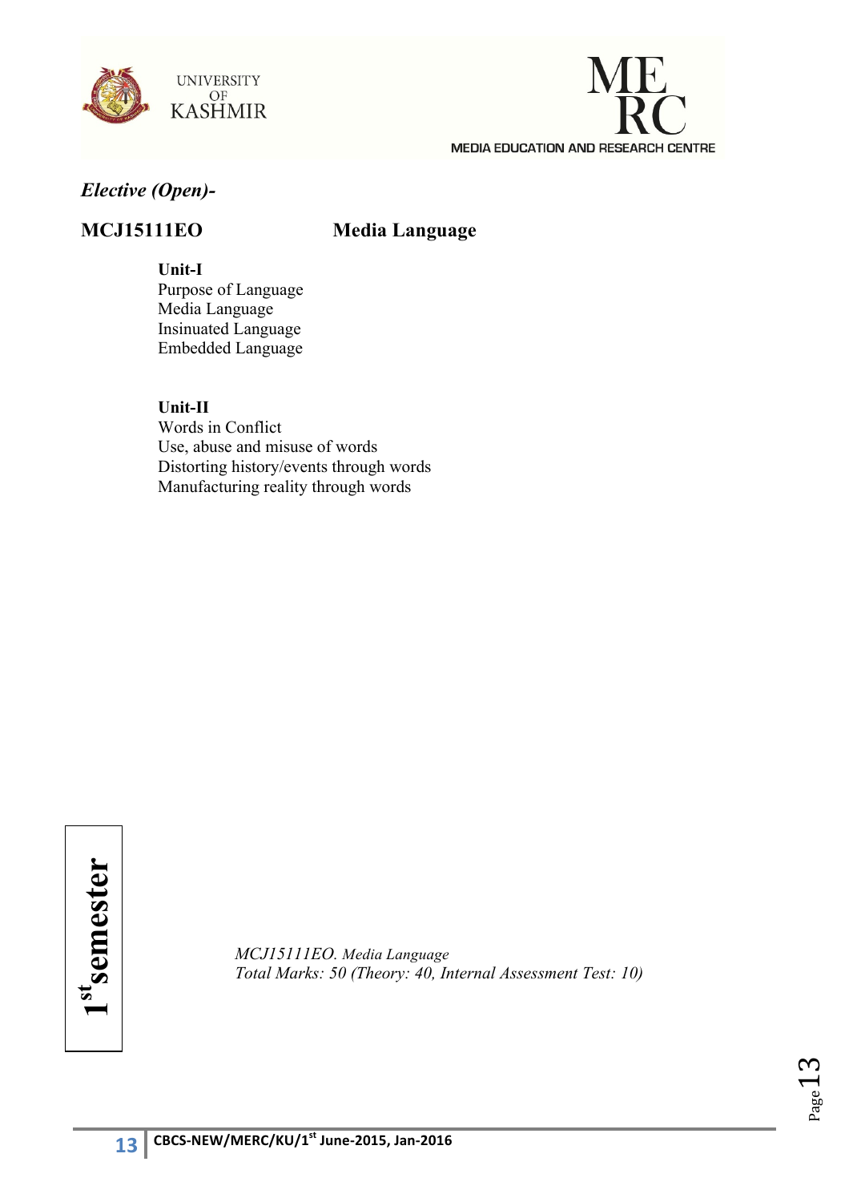*Elective (Open)-*

**MCJ15111EO** **Media Language**

**Unit-I**

Purpose of Language
Media Language
Insinuated Language
Embedded Language

**Unit-II**

Words in Conflict
Use, abuse and misuse of words
Distorting history/events through words
Manufacturing reality through words

**1st semester**

*MCJ15111EO. Media Language*
*Total Marks: 50 (Theory: 40, Internal Assessment Test: 10)*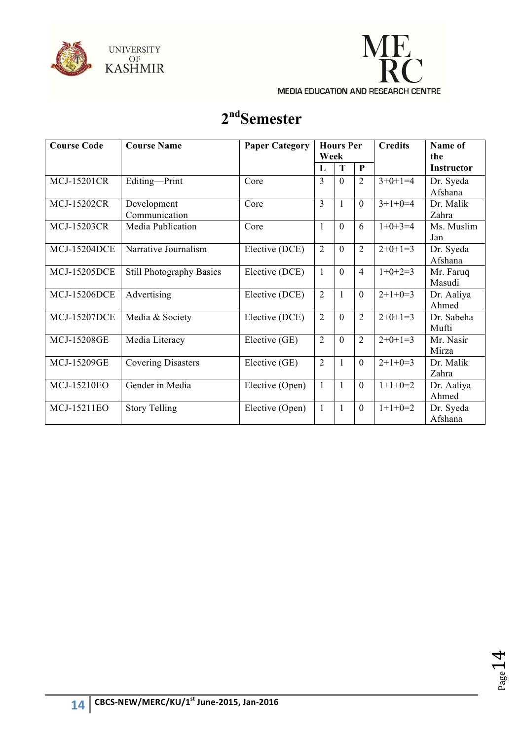## 2nd Semester

| Course Code | Course Name | Paper Category | Hours Per Week | | | Credits | Name of the Instructor |
|---|---|---|---|---|---|---|---|
| | | | L | T | P | | |
| MCJ-15201CR | Editing—Print | Core | 3 | 0 | 2 | 3+0+1=4 | Dr. Syeda Afshana |
| MCJ-15202CR | Development Communication | Core | 3 | 1 | 0 | 3+1+0=4 | Dr. Malik Zahra |
| MCJ-15203CR | Media Publication | Core | 1 | 0 | 6 | 1+0+3=4 | Ms. Muslim Jan |
| MCJ-15204DCE | Narrative Journalism | Elective (DCE) | 2 | 0 | 2 | 2+0+1=3 | Dr. Syeda Afshana |
| MCJ-15205DCE | Still Photography Basics | Elective (DCE) | 1 | 0 | 4 | 1+0+2=3 | Mr. Faruq Masudi |
| MCJ-15206DCE | Advertising | Elective (DCE) | 2 | 1 | 0 | 2+1+0=3 | Dr. Aaliya Ahmed |
| MCJ-15207DCE | Media & Society | Elective (DCE) | 2 | 0 | 2 | 2+0+1=3 | Dr. Sabeha Mufti |
| MCJ-15208GE | Media Literacy | Elective (GE) | 2 | 0 | 2 | 2+0+1=3 | Mr. Nasir Mirza |
| MCJ-15209GE | Covering Disasters | Elective (GE) | 2 | 1 | 0 | 2+1+0=3 | Dr. Malik Zahra |
| MCJ-15210EO | Gender in Media | Elective (Open) | 1 | 1 | 0 | 1+1+0=2 | Dr. Aaliya Ahmed |
| MCJ-15211EO | Story Telling | Elective (Open) | 1 | 1 | 0 | 1+1+0=2 | Dr. Syeda Afshana |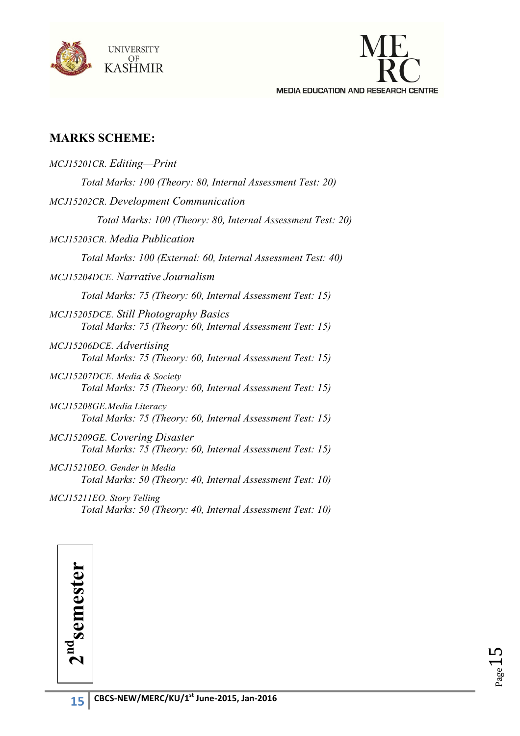## MARKS SCHEME:

*MCJ15201CR. Editing—Print*

*Total Marks: 100 (Theory: 80, Internal Assessment Test: 20)*

*MCJ15202CR. Development Communication*

*Total Marks: 100 (Theory: 80, Internal Assessment Test: 20)*

*MCJ15203CR. Media Publication*

*Total Marks: 100 (External: 60, Internal Assessment Test: 40)*

*MCJ15204DCE. Narrative Journalism*

*Total Marks: 75 (Theory: 60, Internal Assessment Test: 15)*

*MCJ15205DCE. Still Photography Basics*

*Total Marks: 75 (Theory: 60, Internal Assessment Test: 15)*

*MCJ15206DCE. Advertising*

*Total Marks: 75 (Theory: 60, Internal Assessment Test: 15)*

*MCJ15207DCE. Media & Society*

*Total Marks: 75 (Theory: 60, Internal Assessment Test: 15)*

*MCJ15208GE.Media Literacy*

*Total Marks: 75 (Theory: 60, Internal Assessment Test: 15)*

*MCJ15209GE. Covering Disaster*

*Total Marks: 75 (Theory: 60, Internal Assessment Test: 15)*

*MCJ15210EO. Gender in Media*

*Total Marks: 50 (Theory: 40, Internal Assessment Test: 10)*

*MCJ15211EO. Story Telling*

*Total Marks: 50 (Theory: 40, Internal Assessment Test: 10)*

**2nd semester**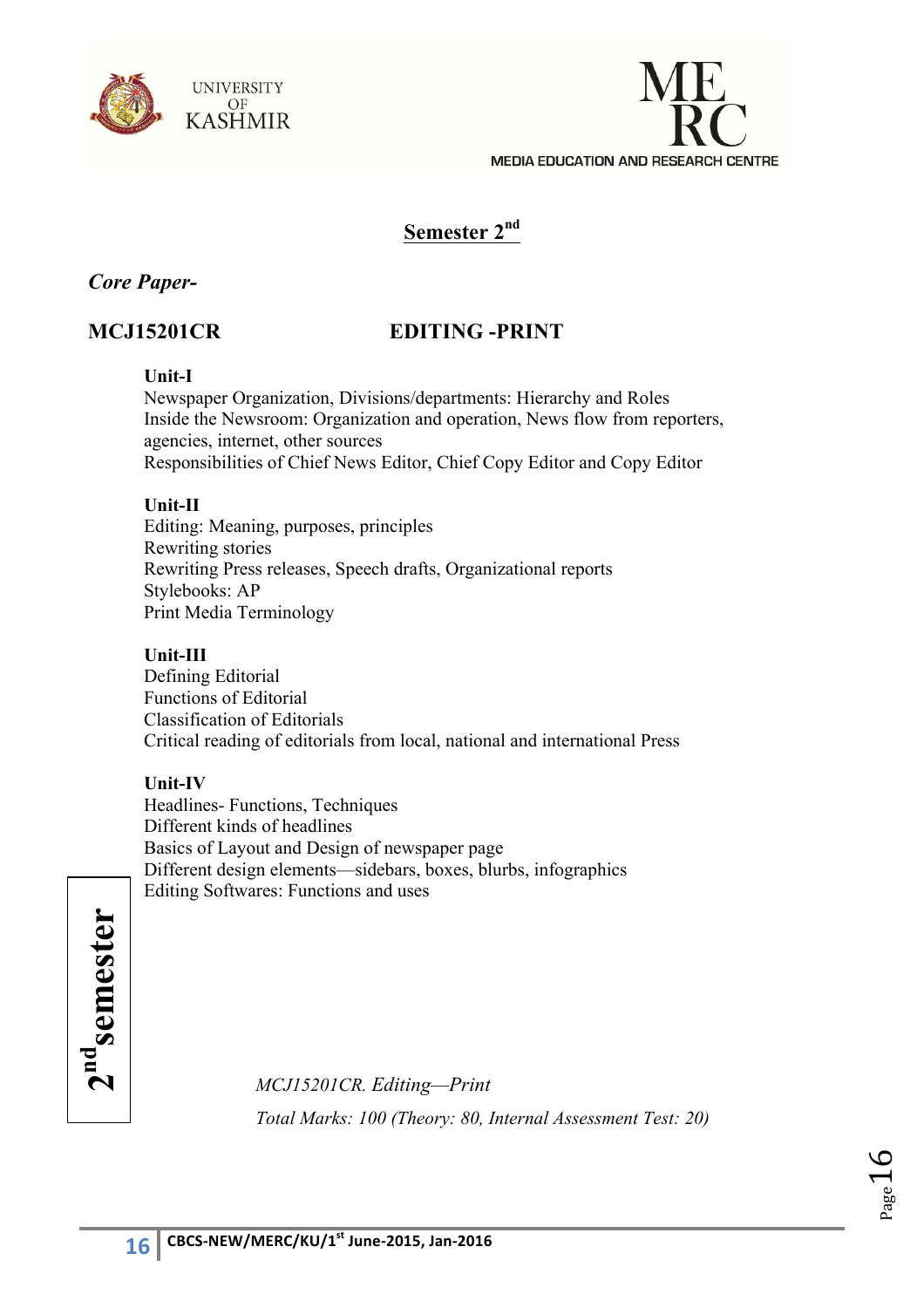## Semester 2nd

*Core Paper-*

**MCJ15201CR EDITING -PRINT**

**Unit-I**

Newspaper Organization, Divisions/departments: Hierarchy and Roles
Inside the Newsroom: Organization and operation, News flow from reporters, agencies, internet, other sources
Responsibilities of Chief News Editor, Chief Copy Editor and Copy Editor

**Unit-II**

Editing: Meaning, purposes, principles
Rewriting stories
Rewriting Press releases, Speech drafts, Organizational reports
Stylebooks: AP
Print Media Terminology

**Unit-III**

Defining Editorial
Functions of Editorial
Classification of Editorials
Critical reading of editorials from local, national and international Press

**Unit-IV**

Headlines- Functions, Techniques
Different kinds of headlines
Basics of Layout and Design of newspaper page
Different design elements—sidebars, boxes, blurbs, infographics
Editing Softwares: Functions and uses

*MCJ15201CR. Editing—Print*

*Total Marks: 100 (Theory: 80, Internal Assessment Test: 20)*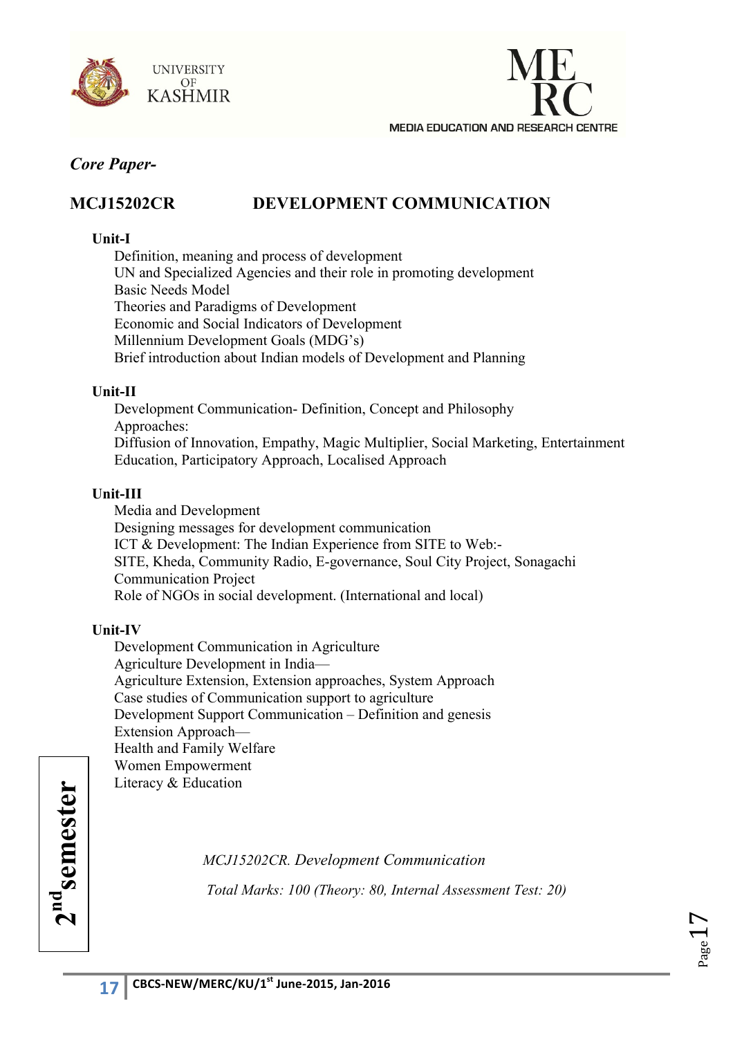*Core Paper-*

## MCJ15202CR DEVELOPMENT COMMUNICATION

**Unit-I**

Definition, meaning and process of development
UN and Specialized Agencies and their role in promoting development
Basic Needs Model
Theories and Paradigms of Development
Economic and Social Indicators of Development
Millennium Development Goals (MDG's)
Brief introduction about Indian models of Development and Planning

**Unit-II**

Development Communication- Definition, Concept and Philosophy
Approaches:
Diffusion of Innovation, Empathy, Magic Multiplier, Social Marketing, Entertainment Education, Participatory Approach, Localised Approach

**Unit-III**

Media and Development
Designing messages for development communication
ICT & Development: The Indian Experience from SITE to Web:-
SITE, Kheda, Community Radio, E-governance, Soul City Project, Sonagachi Communication Project
Role of NGOs in social development. (International and local)

**Unit-IV**

Development Communication in Agriculture
Agriculture Development in India—
Agriculture Extension, Extension approaches, System Approach
Case studies of Communication support to agriculture
Development Support Communication – Definition and genesis
Extension Approach—
Health and Family Welfare
Women Empowerment
Literacy & Education

2nd semester

*MCJ15202CR. Development Communication*

*Total Marks: 100 (Theory: 80, Internal Assessment Test: 20)*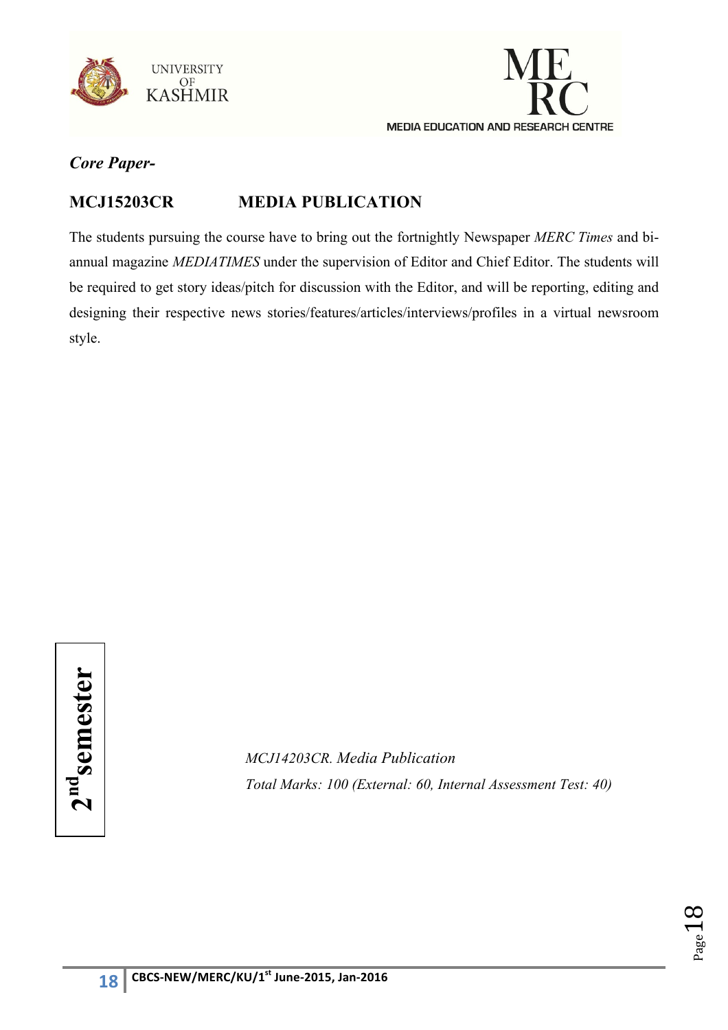*Core Paper-*

## MCJ15203CR MEDIA PUBLICATION

The students pursuing the course have to bring out the fortnightly Newspaper *MERC Times* and bi-annual magazine *MEDIATIMES* under the supervision of Editor and Chief Editor. The students will be required to get story ideas/pitch for discussion with the Editor, and will be reporting, editing and designing their respective news stories/features/articles/interviews/profiles in a virtual newsroom style.

**2nd semester**

*MCJ14203CR. Media Publication*

*Total Marks: 100 (External: 60, Internal Assessment Test: 40)*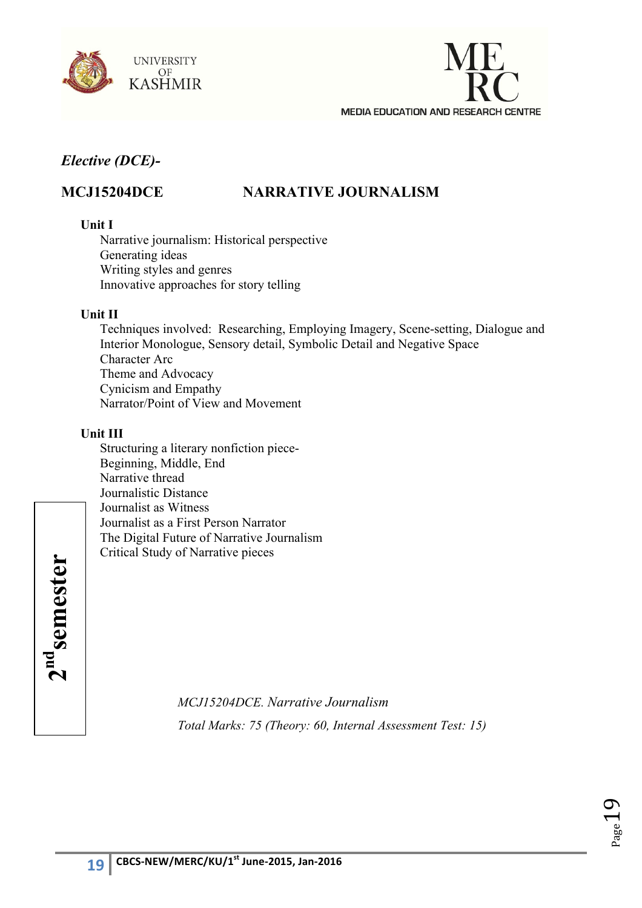*Elective (DCE)-*

## MCJ15204DCE NARRATIVE JOURNALISM

**Unit I**

Narrative journalism: Historical perspective
Generating ideas
Writing styles and genres
Innovative approaches for story telling

**Unit II**

Techniques involved: Researching, Employing Imagery, Scene-setting, Dialogue and Interior Monologue, Sensory detail, Symbolic Detail and Negative Space
Character Arc
Theme and Advocacy
Cynicism and Empathy
Narrator/Point of View and Movement

**Unit III**

Structuring a literary nonfiction piece-
Beginning, Middle, End
Narrative thread
Journalistic Distance
Journalist as Witness
Journalist as a First Person Narrator
The Digital Future of Narrative Journalism
Critical Study of Narrative pieces

**2nd semester**

*MCJ15204DCE. Narrative Journalism*

*Total Marks: 75 (Theory: 60, Internal Assessment Test: 15)*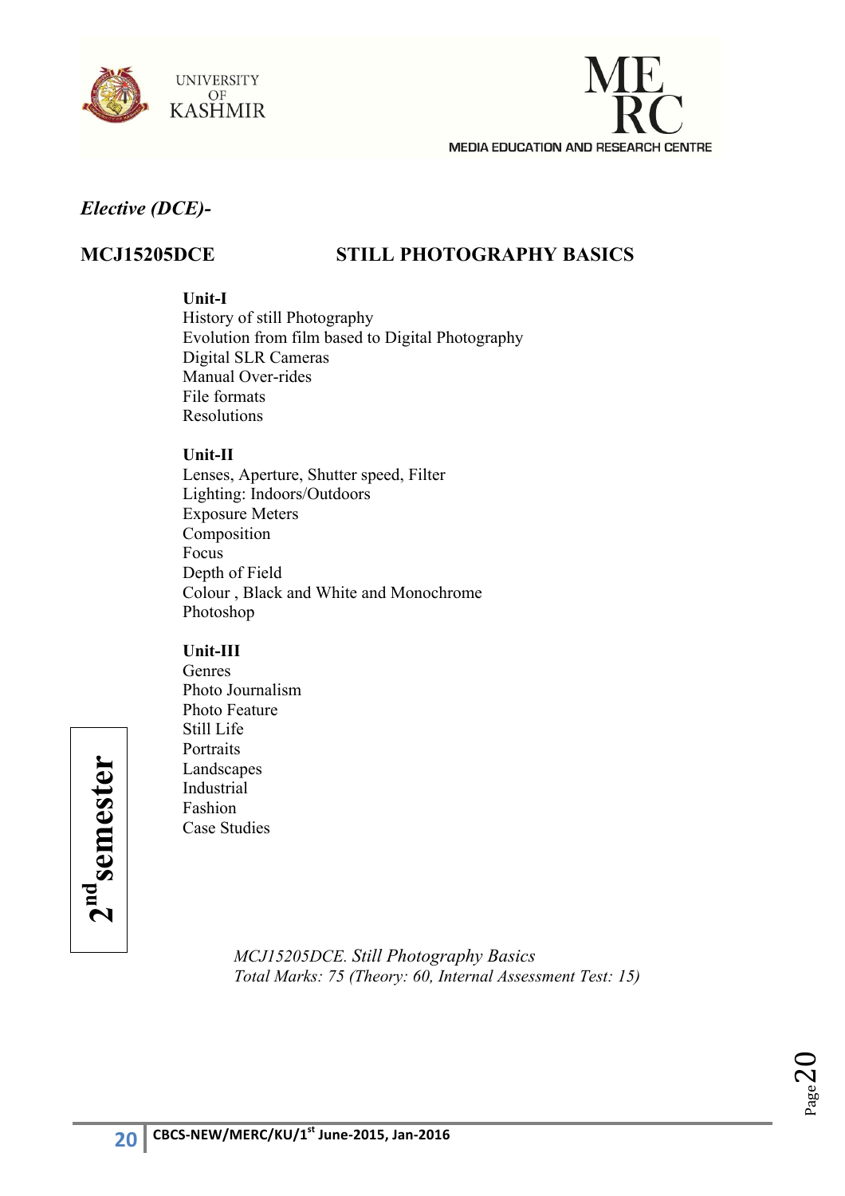*Elective (DCE)-*

## MCJ15205DCE STILL PHOTOGRAPHY BASICS

**Unit-I**

History of still Photography
Evolution from film based to Digital Photography
Digital SLR Cameras
Manual Over-rides
File formats
Resolutions

**Unit-II**

Lenses, Aperture, Shutter speed, Filter
Lighting: Indoors/Outdoors
Exposure Meters
Composition
Focus
Depth of Field
Colour , Black and White and Monochrome
Photoshop

**Unit-III**

Genres
Photo Journalism
Photo Feature
Still Life
Portraits
Landscapes
Industrial
Fashion
Case Studies

*MCJ15205DCE. Still Photography Basics*
*Total Marks: 75 (Theory: 60, Internal Assessment Test: 15)*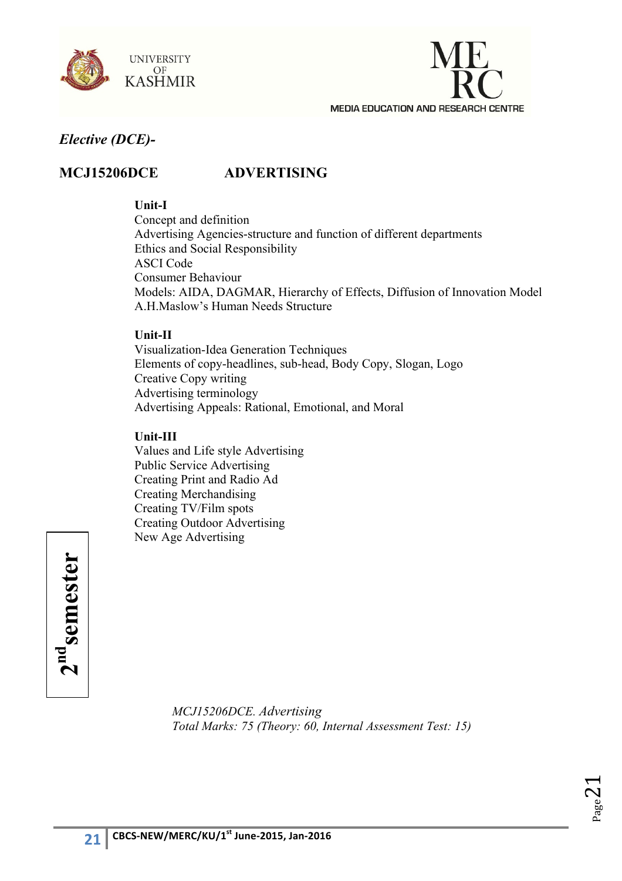*Elective (DCE)-*

## MCJ15206DCE ADVERTISING

**Unit-I**

Concept and definition
Advertising Agencies-structure and function of different departments
Ethics and Social Responsibility
ASCI Code
Consumer Behaviour
Models: AIDA, DAGMAR, Hierarchy of Effects, Diffusion of Innovation Model
A.H.Maslow's Human Needs Structure

**Unit-II**

Visualization-Idea Generation Techniques
Elements of copy-headlines, sub-head, Body Copy, Slogan, Logo
Creative Copy writing
Advertising terminology
Advertising Appeals: Rational, Emotional, and Moral

**Unit-III**

Values and Life style Advertising
Public Service Advertising
Creating Print and Radio Ad
Creating Merchandising
Creating TV/Film spots
Creating Outdoor Advertising
New Age Advertising

**2nd semester**

*MCJ15206DCE. Advertising*
*Total Marks: 75 (Theory: 60, Internal Assessment Test: 15)*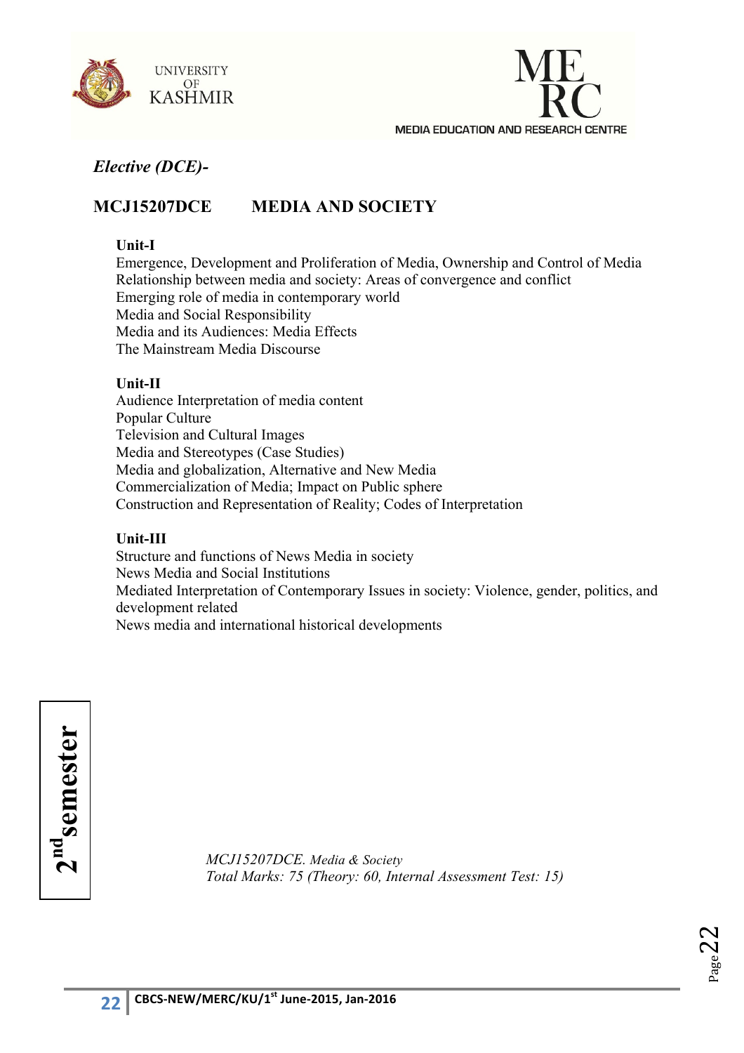*Elective (DCE)-*

## MCJ15207DCE MEDIA AND SOCIETY

**Unit-I**

Emergence, Development and Proliferation of Media, Ownership and Control of Media
Relationship between media and society: Areas of convergence and conflict
Emerging role of media in contemporary world
Media and Social Responsibility
Media and its Audiences: Media Effects
The Mainstream Media Discourse

**Unit-II**

Audience Interpretation of media content
Popular Culture
Television and Cultural Images
Media and Stereotypes (Case Studies)
Media and globalization, Alternative and New Media
Commercialization of Media; Impact on Public sphere
Construction and Representation of Reality; Codes of Interpretation

**Unit-III**

Structure and functions of News Media in society
News Media and Social Institutions
Mediated Interpretation of Contemporary Issues in society: Violence, gender, politics, and development related
News media and international historical developments

*MCJ15207DCE. Media & Society*
*Total Marks: 75 (Theory: 60, Internal Assessment Test: 15)*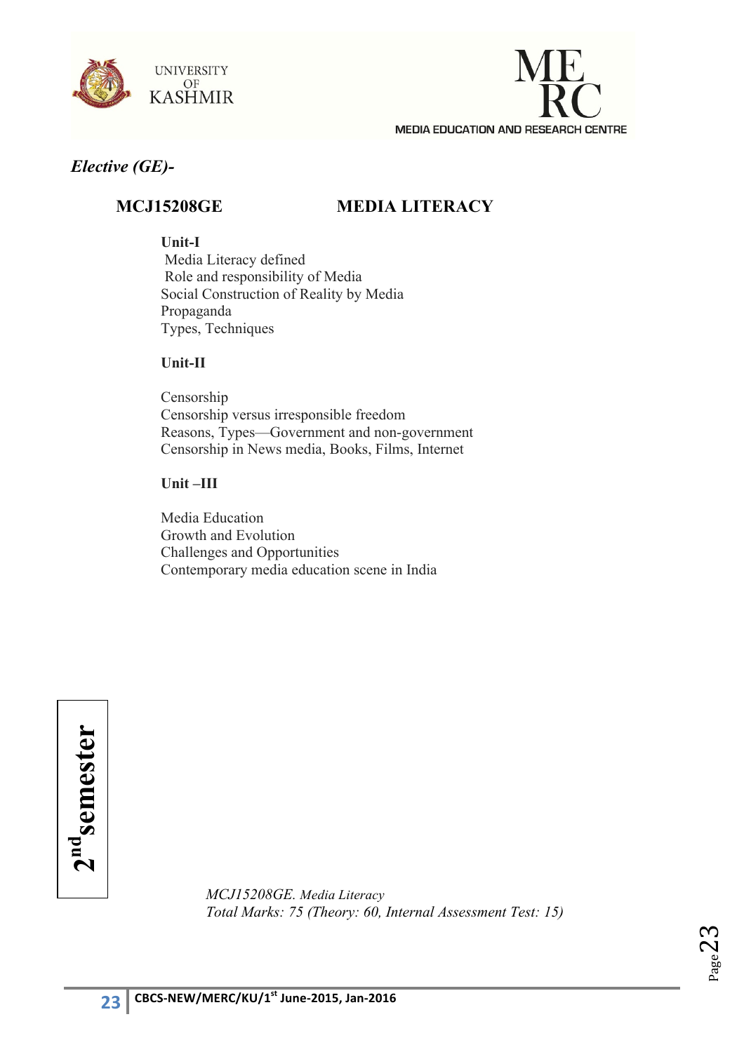*Elective (GE)-*

## MCJ15208GE MEDIA LITERACY

**Unit-I**

Media Literacy defined
Role and responsibility of Media
Social Construction of Reality by Media
Propaganda
Types, Techniques

**Unit-II**

Censorship
Censorship versus irresponsible freedom
Reasons, Types—Government and non-government
Censorship in News media, Books, Films, Internet

**Unit –III**

Media Education
Growth and Evolution
Challenges and Opportunities
Contemporary media education scene in India

**2nd semester**

*MCJ15208GE. Media Literacy*
*Total Marks: 75 (Theory: 60, Internal Assessment Test: 15)*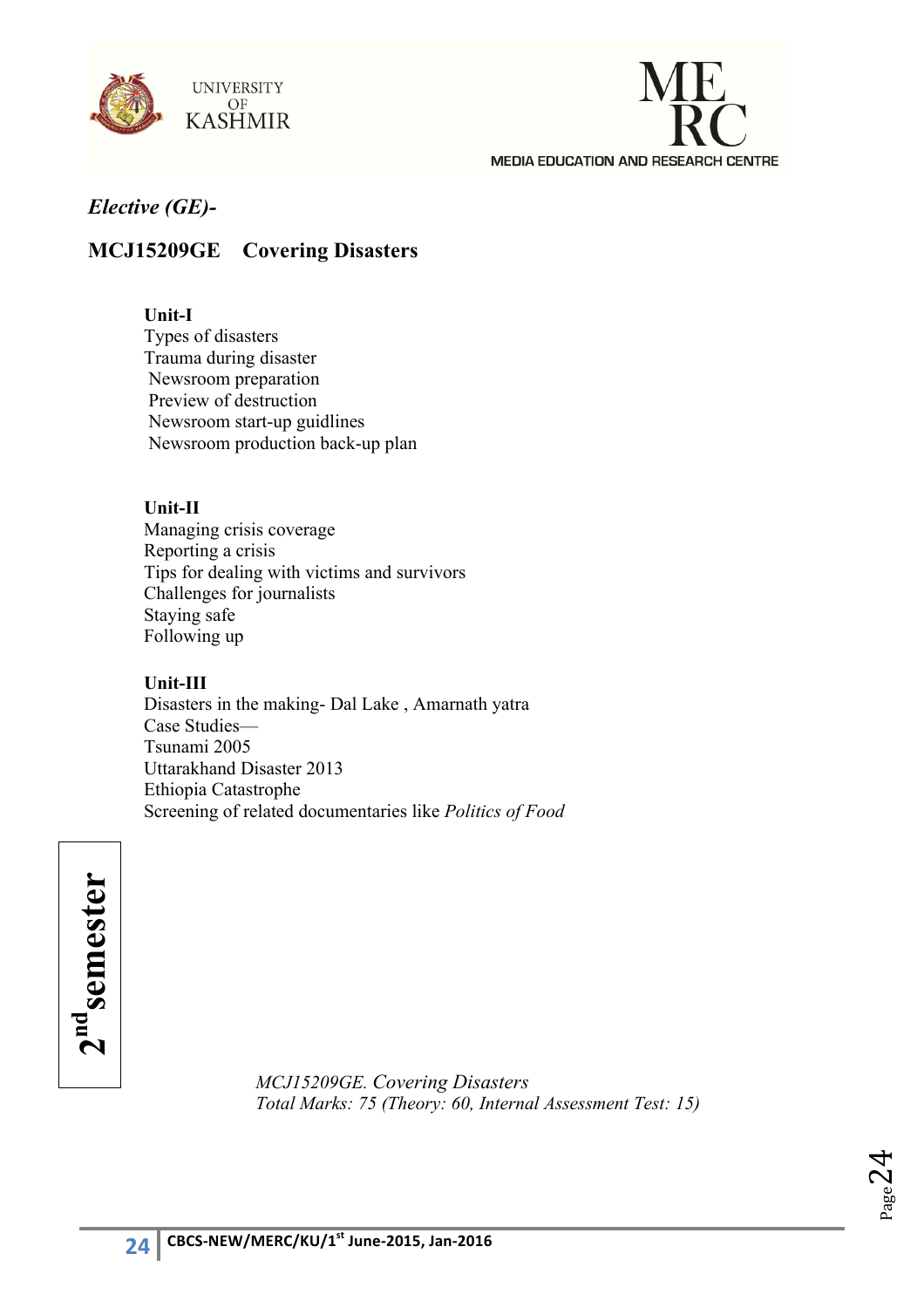*Elective (GE)-*

## MCJ15209GE Covering Disasters

**Unit-I**

Types of disasters
Trauma during disaster
Newsroom preparation
Preview of destruction
Newsroom start-up guidlines
Newsroom production back-up plan

**Unit-II**

Managing crisis coverage
Reporting a crisis
Tips for dealing with victims and survivors
Challenges for journalists
Staying safe
Following up

**Unit-III**

Disasters in the making- Dal Lake , Amarnath yatra
Case Studies—
Tsunami 2005
Uttarakhand Disaster 2013
Ethiopia Catastrophe
Screening of related documentaries like *Politics of Food*

*MCJ15209GE. Covering Disasters*
*Total Marks: 75 (Theory: 60, Internal Assessment Test: 15)*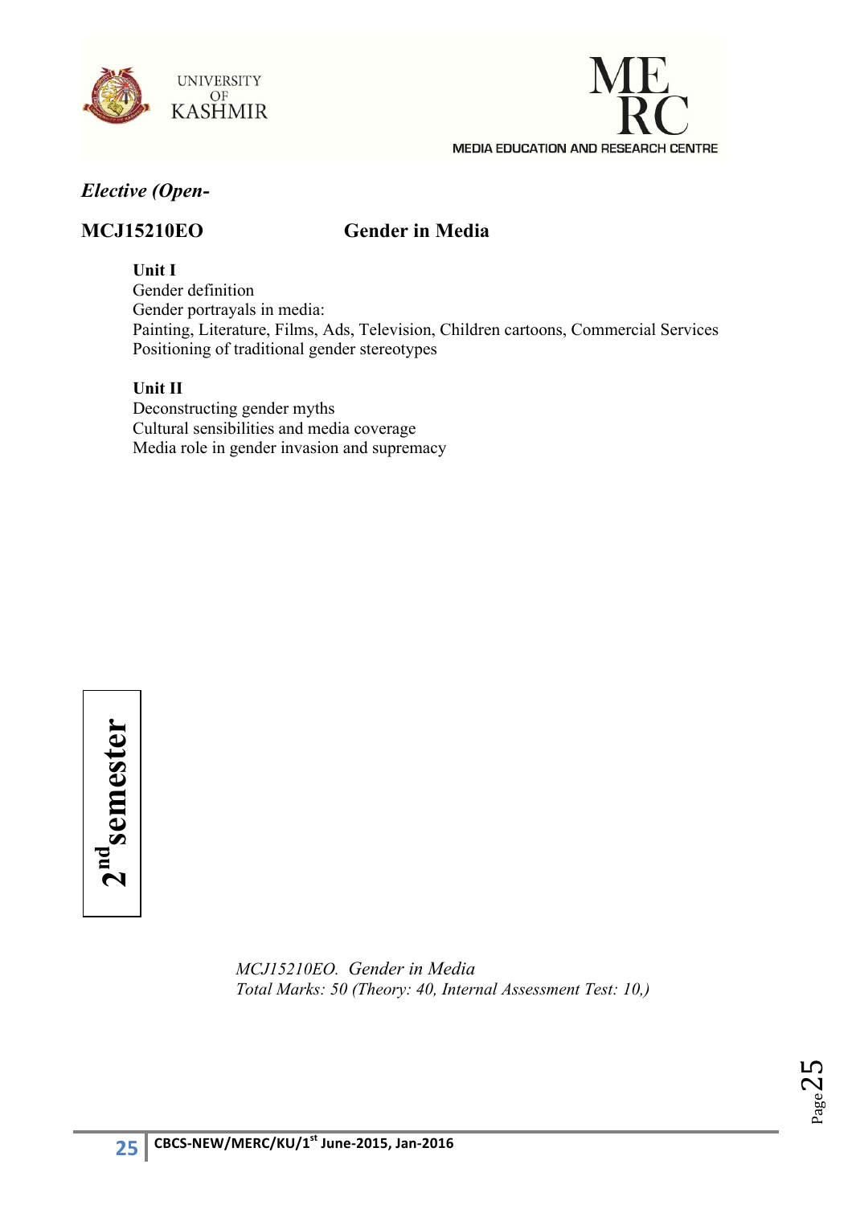*Elective (Open-*

## MCJ15210EO Gender in Media

**Unit I**

Gender definition
Gender portrayals in media:
Painting, Literature, Films, Ads, Television, Children cartoons, Commercial Services
Positioning of traditional gender stereotypes

**Unit II**

Deconstructing gender myths
Cultural sensibilities and media coverage
Media role in gender invasion and supremacy

**2nd semester**

*MCJ15210EO. Gender in Media*
*Total Marks: 50 (Theory: 40, Internal Assessment Test: 10,)*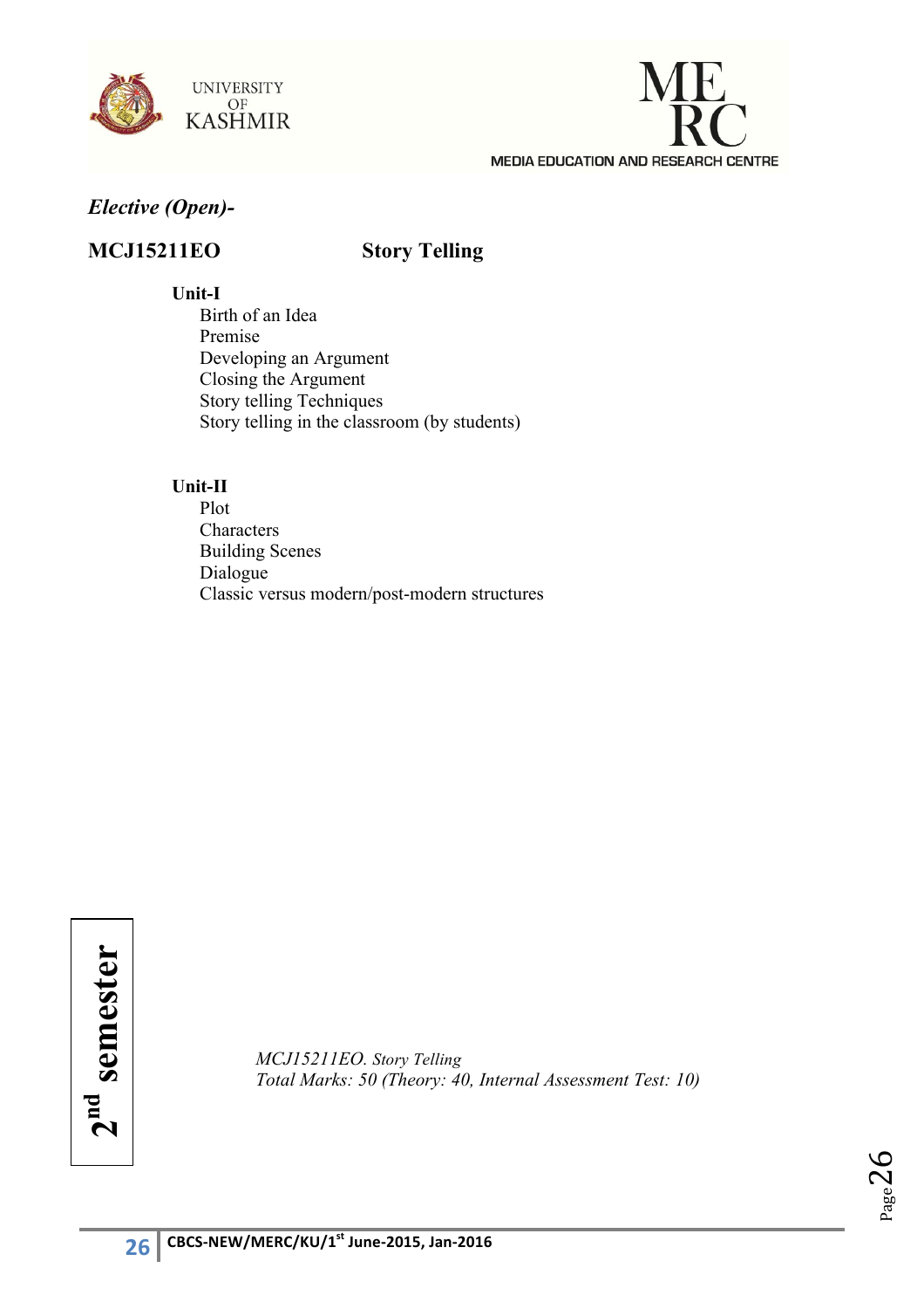*Elective (Open)-*

**MCJ15211EO** **Story Telling**

**Unit-I**

Birth of an Idea
Premise
Developing an Argument
Closing the Argument
Story telling Techniques
Story telling in the classroom (by students)

**Unit-II**

Plot
Characters
Building Scenes
Dialogue
Classic versus modern/post-modern structures

**2nd semester**

*MCJ15211EO. Story Telling*
*Total Marks: 50 (Theory: 40, Internal Assessment Test: 10)*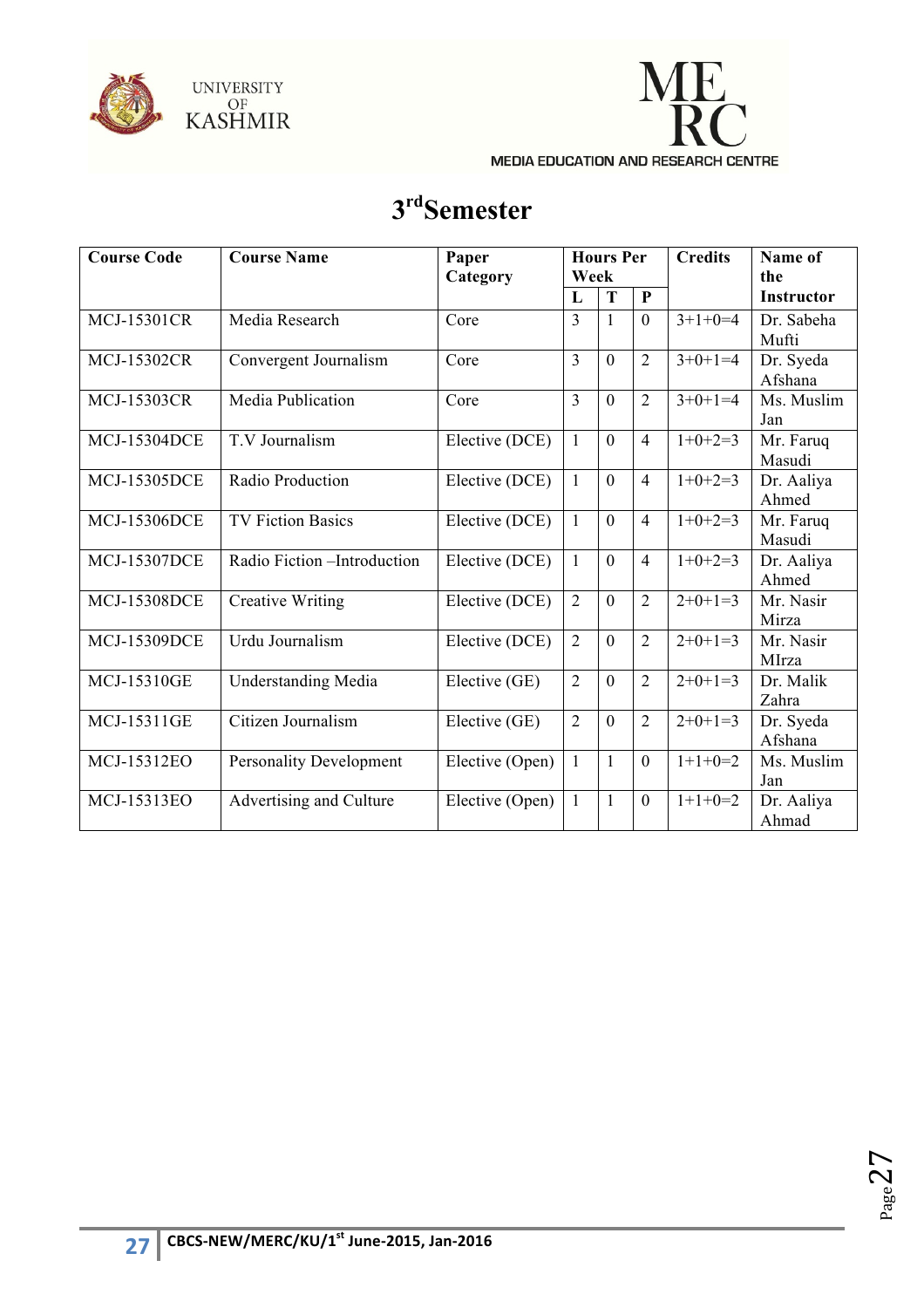# 3[rd] Semester

| Course Code | Course Name | Paper Category | Hours Per Week | | | Credits | Name of the Instructor |
|---|---|---|---|---|---|---|---|
| | | | L | T | P | | |
| MCJ-15301CR | Media Research | Core | 3 | 1 | 0 | 3+1+0=4 | Dr. Sabeha Mufti |
| MCJ-15302CR | Convergent Journalism | Core | 3 | 0 | 2 | 3+0+1=4 | Dr. Syeda Afshana |
| MCJ-15303CR | Media Publication | Core | 3 | 0 | 2 | 3+0+1=4 | Ms. Muslim Jan |
| MCJ-15304DCE | T.V Journalism | Elective (DCE) | 1 | 0 | 4 | 1+0+2=3 | Mr. Faruq Masudi |
| MCJ-15305DCE | Radio Production | Elective (DCE) | 1 | 0 | 4 | 1+0+2=3 | Dr. Aaliya Ahmed |
| MCJ-15306DCE | TV Fiction Basics | Elective (DCE) | 1 | 0 | 4 | 1+0+2=3 | Mr. Faruq Masudi |
| MCJ-15307DCE | Radio Fiction –Introduction | Elective (DCE) | 1 | 0 | 4 | 1+0+2=3 | Dr. Aaliya Ahmed |
| MCJ-15308DCE | Creative Writing | Elective (DCE) | 2 | 0 | 2 | 2+0+1=3 | Mr. Nasir Mirza |
| MCJ-15309DCE | Urdu Journalism | Elective (DCE) | 2 | 0 | 2 | 2+0+1=3 | Mr. Nasir MIrza |
| MCJ-15310GE | Understanding Media | Elective (GE) | 2 | 0 | 2 | 2+0+1=3 | Dr. Malik Zahra |
| MCJ-15311GE | Citizen Journalism | Elective (GE) | 2 | 0 | 2 | 2+0+1=3 | Dr. Syeda Afshana |
| MCJ-15312EO | Personality Development | Elective (Open) | 1 | 1 | 0 | 1+1+0=2 | Ms. Muslim Jan |
| MCJ-15313EO | Advertising and Culture | Elective (Open) | 1 | 1 | 0 | 1+1+0=2 | Dr. Aaliya Ahmad |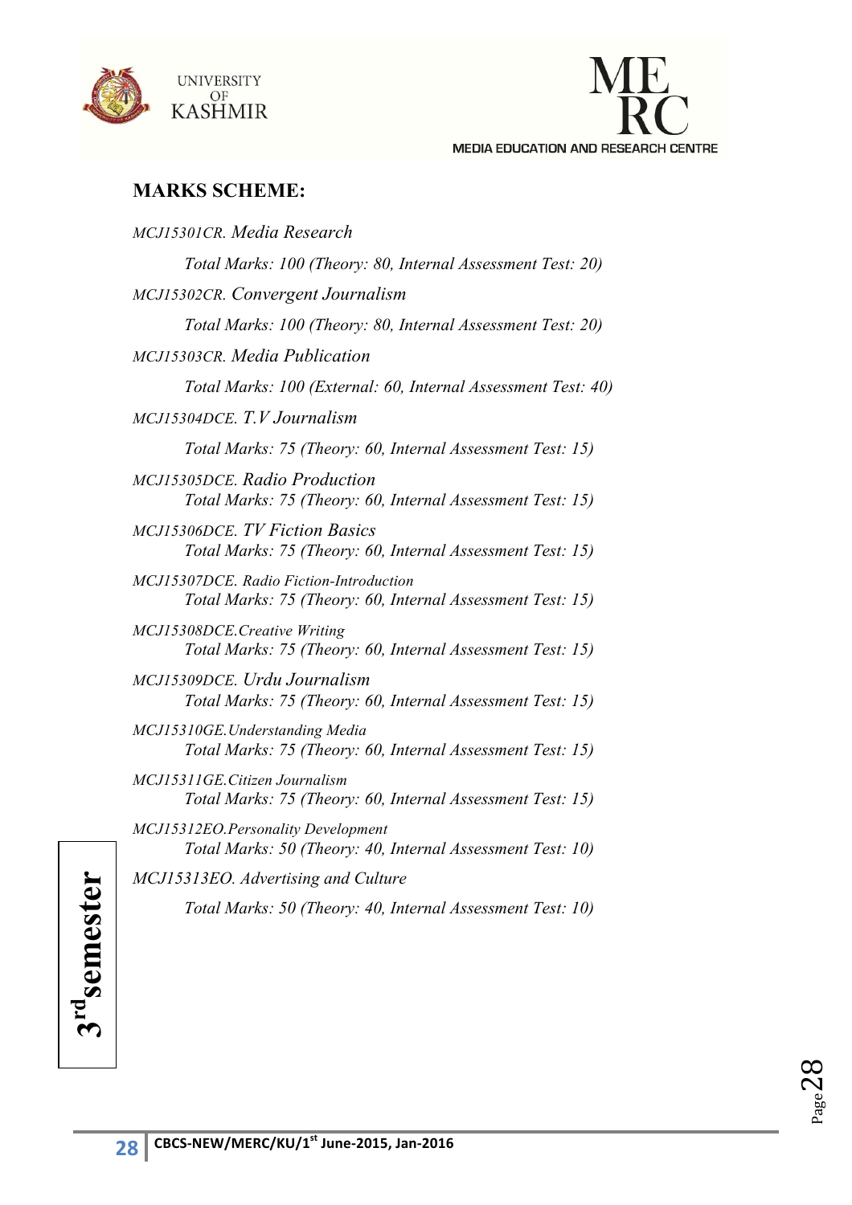## MARKS SCHEME:

*MCJ15301CR. Media Research*

*Total Marks: 100 (Theory: 80, Internal Assessment Test: 20)*

*MCJ15302CR. Convergent Journalism*

*Total Marks: 100 (Theory: 80, Internal Assessment Test: 20)*

*MCJ15303CR. Media Publication*

*Total Marks: 100 (External: 60, Internal Assessment Test: 40)*

*MCJ15304DCE. T.V Journalism*

*Total Marks: 75 (Theory: 60, Internal Assessment Test: 15)*

*MCJ15305DCE. Radio Production*

*Total Marks: 75 (Theory: 60, Internal Assessment Test: 15)*

*MCJ15306DCE. TV Fiction Basics*

*Total Marks: 75 (Theory: 60, Internal Assessment Test: 15)*

*MCJ15307DCE. Radio Fiction-Introduction*

*Total Marks: 75 (Theory: 60, Internal Assessment Test: 15)*

*MCJ15308DCE.Creative Writing*

*Total Marks: 75 (Theory: 60, Internal Assessment Test: 15)*

*MCJ15309DCE. Urdu Journalism*

*Total Marks: 75 (Theory: 60, Internal Assessment Test: 15)*

*MCJ15310GE.Understanding Media*

*Total Marks: 75 (Theory: 60, Internal Assessment Test: 15)*

*MCJ15311GE.Citizen Journalism*

*Total Marks: 75 (Theory: 60, Internal Assessment Test: 15)*

*MCJ15312EO.Personality Development*

*Total Marks: 50 (Theory: 40, Internal Assessment Test: 10)*

*MCJ15313EO. Advertising and Culture*

*Total Marks: 50 (Theory: 40, Internal Assessment Test: 10)*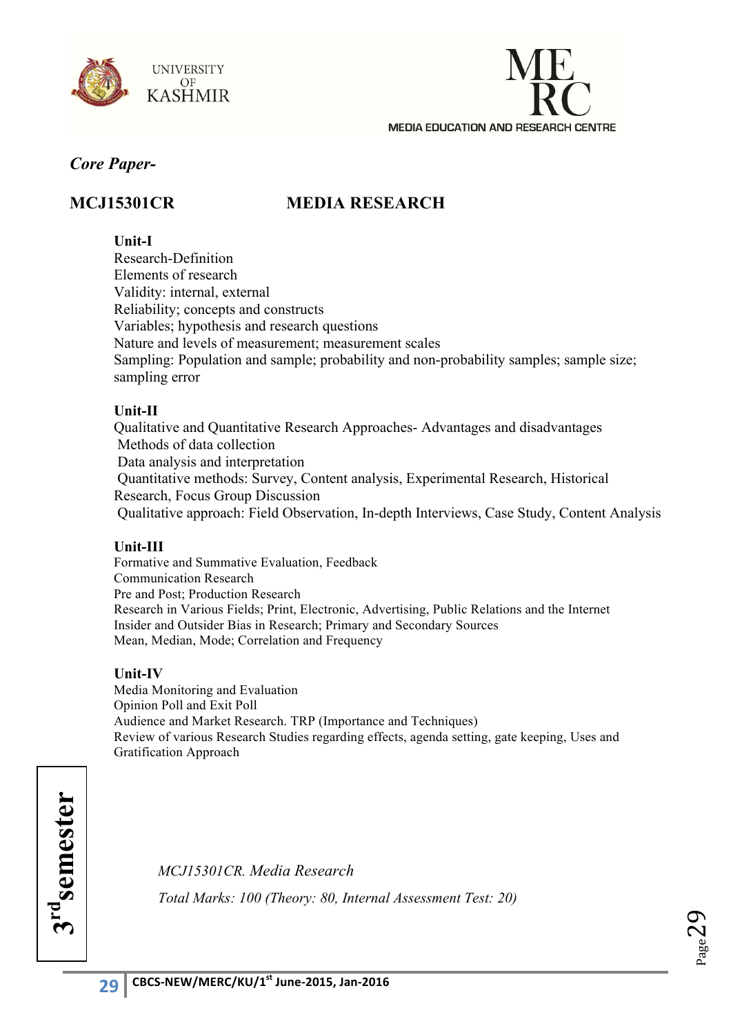*Core Paper-*

**MCJ15301CR MEDIA RESEARCH**

**Unit-I**

Research-Definition
Elements of research
Validity: internal, external
Reliability; concepts and constructs
Variables; hypothesis and research questions
Nature and levels of measurement; measurement scales
Sampling: Population and sample; probability and non-probability samples; sample size; sampling error

**Unit-II**

Qualitative and Quantitative Research Approaches- Advantages and disadvantages
Methods of data collection
Data analysis and interpretation
Quantitative methods: Survey, Content analysis, Experimental Research, Historical Research, Focus Group Discussion
Qualitative approach: Field Observation, In-depth Interviews, Case Study, Content Analysis

**Unit-III**

Formative and Summative Evaluation, Feedback
Communication Research
Pre and Post; Production Research
Research in Various Fields; Print, Electronic, Advertising, Public Relations and the Internet
Insider and Outsider Bias in Research; Primary and Secondary Sources
Mean, Median, Mode; Correlation and Frequency

**Unit-IV**

Media Monitoring and Evaluation
Opinion Poll and Exit Poll
Audience and Market Research. TRP (Importance and Techniques)
Review of various Research Studies regarding effects, agenda setting, gate keeping, Uses and Gratification Approach

**3rd semester**

*MCJ15301CR. Media Research*

*Total Marks: 100 (Theory: 80, Internal Assessment Test: 20)*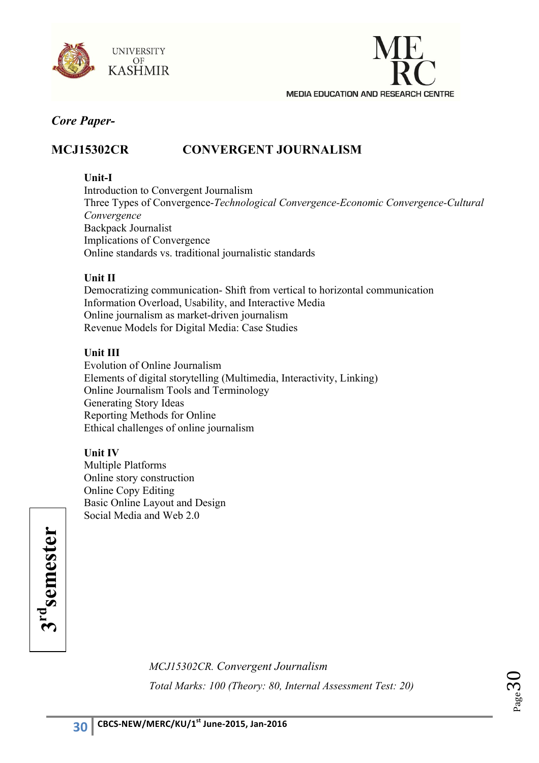*Core Paper-*

## MCJ15302CR CONVERGENT JOURNALISM

**Unit-I**

Introduction to Convergent Journalism
Three Types of Convergence-*Technological Convergence-Economic Convergence-Cultural Convergence*
Backpack Journalist
Implications of Convergence
Online standards vs. traditional journalistic standards

**Unit II**

Democratizing communication- Shift from vertical to horizontal communication
Information Overload, Usability, and Interactive Media
Online journalism as market-driven journalism
Revenue Models for Digital Media: Case Studies

**Unit III**

Evolution of Online Journalism
Elements of digital storytelling (Multimedia, Interactivity, Linking)
Online Journalism Tools and Terminology
Generating Story Ideas
Reporting Methods for Online
Ethical challenges of online journalism

**Unit IV**

Multiple Platforms
Online story construction
Online Copy Editing
Basic Online Layout and Design
Social Media and Web 2.0

**3rd semester**

*MCJ15302CR. Convergent Journalism*

*Total Marks: 100 (Theory: 80, Internal Assessment Test: 20)*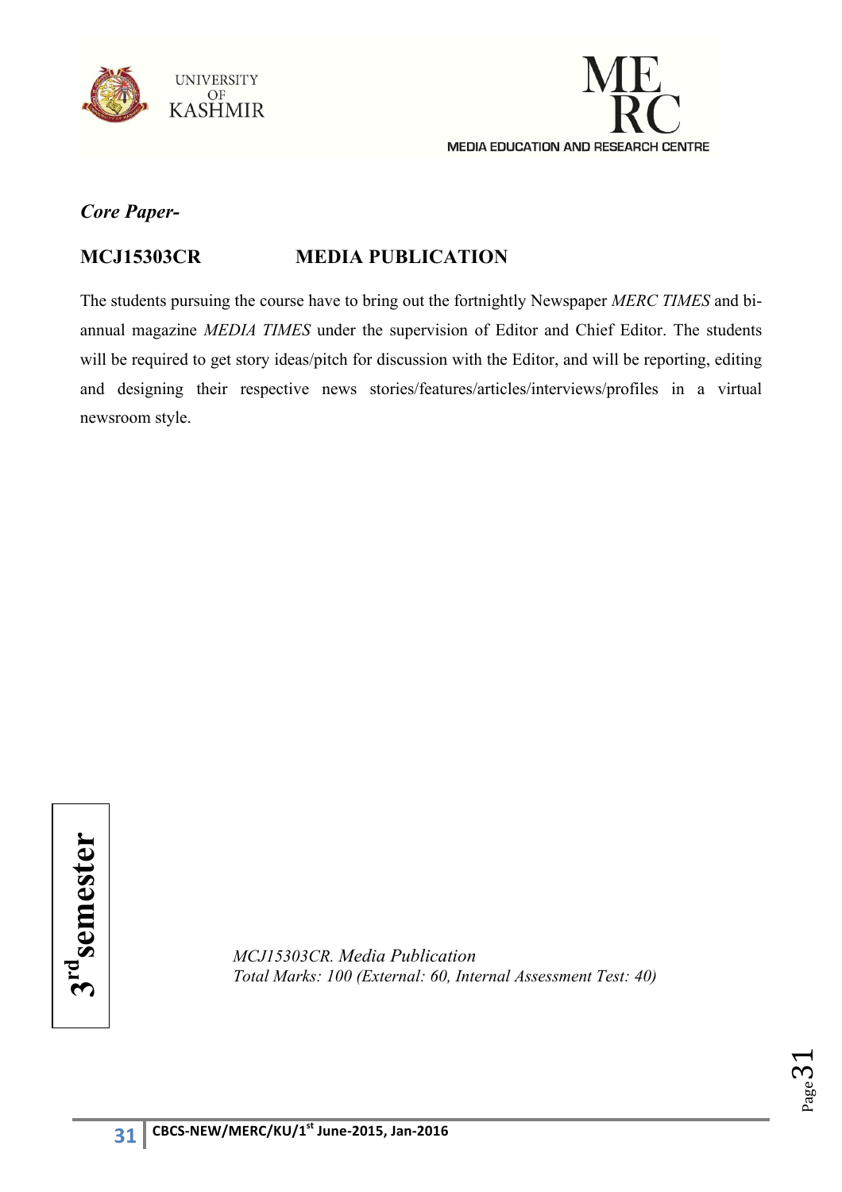*Core Paper-*

## MCJ15303CR MEDIA PUBLICATION

The students pursuing the course have to bring out the fortnightly Newspaper *MERC TIMES* and bi-annual magazine *MEDIA TIMES* under the supervision of Editor and Chief Editor. The students will be required to get story ideas/pitch for discussion with the Editor, and will be reporting, editing and designing their respective news stories/features/articles/interviews/profiles in a virtual newsroom style.

**3rd semester**

*MCJ15303CR. Media Publication*
*Total Marks: 100 (External: 60, Internal Assessment Test: 40)*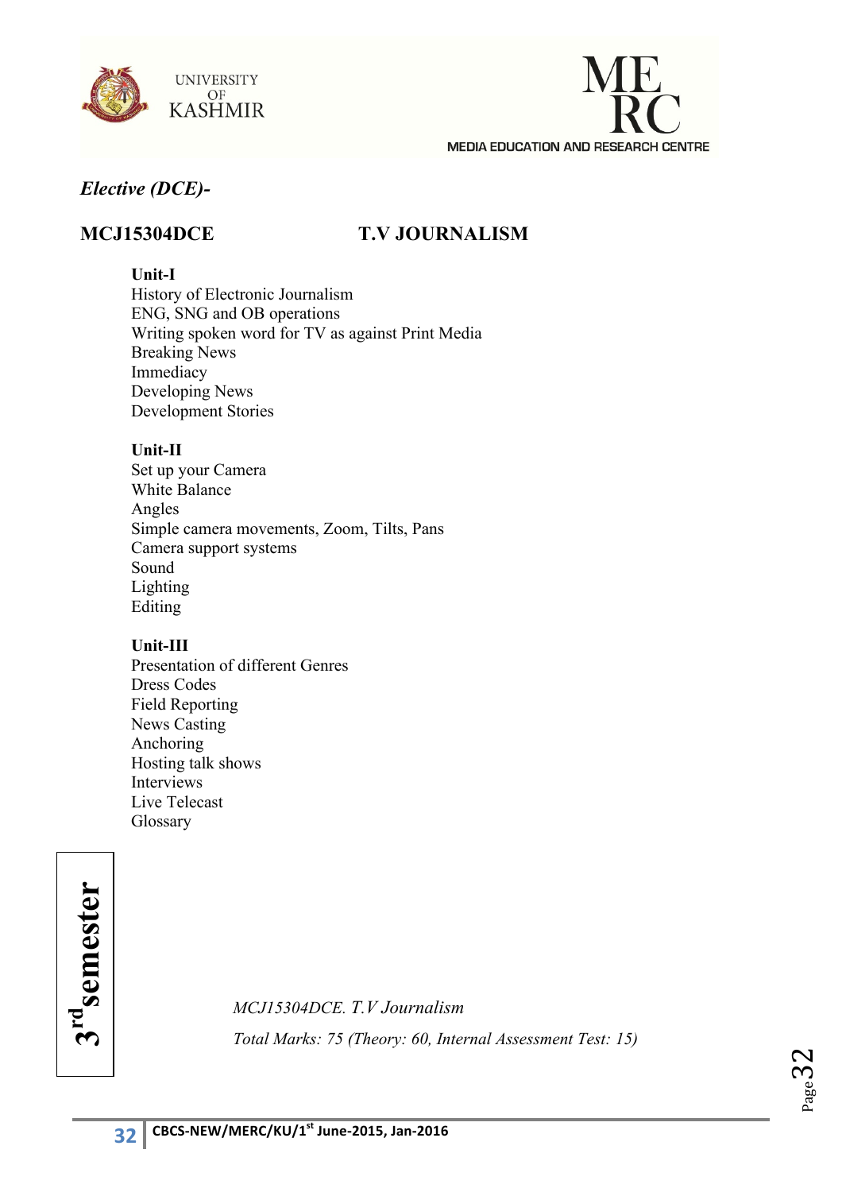*Elective (DCE)-*

**MCJ15304DCE T.V JOURNALISM**

**Unit-I**

History of Electronic Journalism
ENG, SNG and OB operations
Writing spoken word for TV as against Print Media
Breaking News
Immediacy
Developing News
Development Stories

**Unit-II**

Set up your Camera
White Balance
Angles
Simple camera movements, Zoom, Tilts, Pans
Camera support systems
Sound
Lighting
Editing

**Unit-III**

Presentation of different Genres
Dress Codes
Field Reporting
News Casting
Anchoring
Hosting talk shows
Interviews
Live Telecast
Glossary

**3rd semester**

*MCJ15304DCE. T.V Journalism*

*Total Marks: 75 (Theory: 60, Internal Assessment Test: 15)*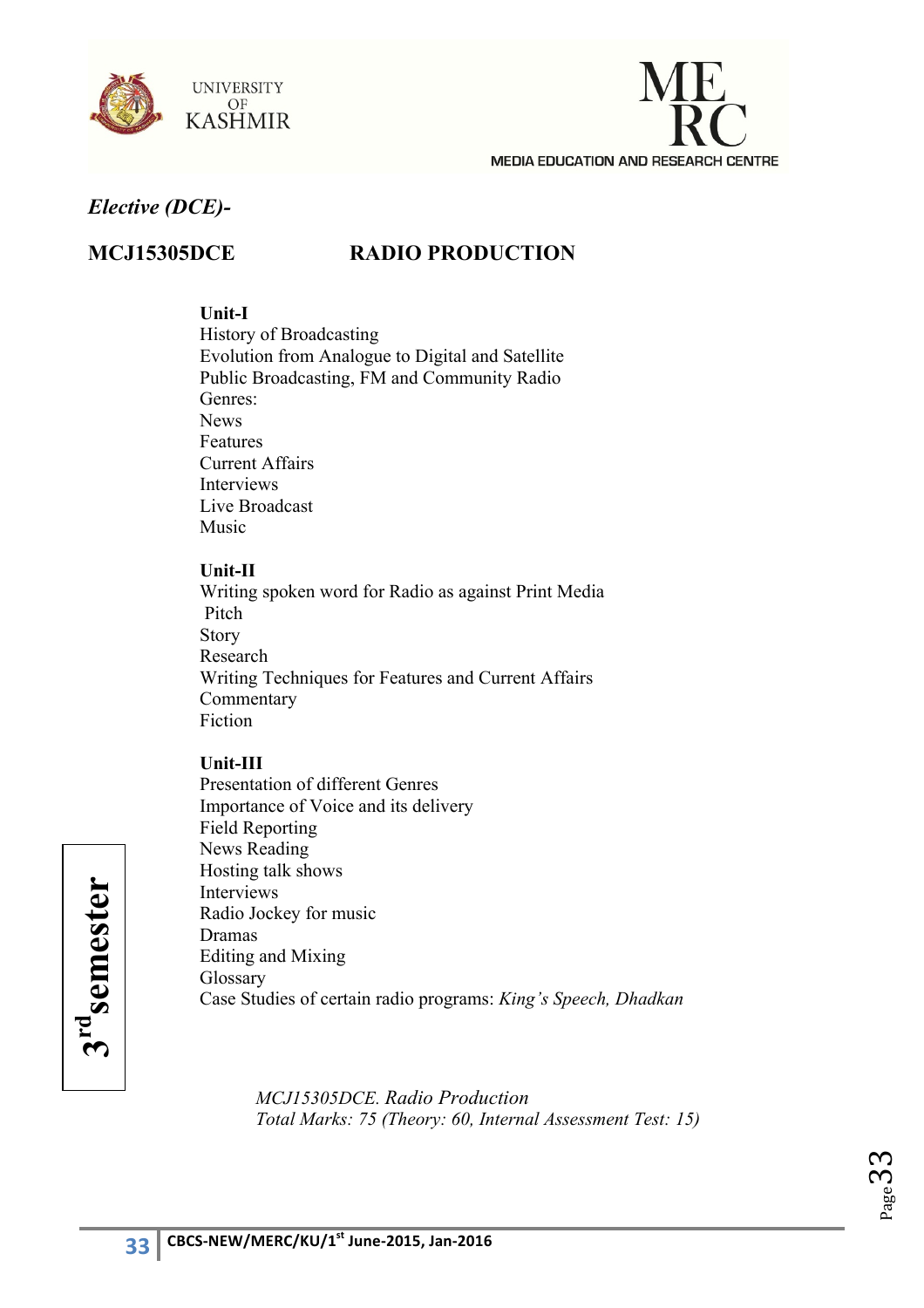*Elective (DCE)-*

## MCJ15305DCE RADIO PRODUCTION

**Unit-I**

History of Broadcasting
Evolution from Analogue to Digital and Satellite
Public Broadcasting, FM and Community Radio
Genres:
News
Features
Current Affairs
Interviews
Live Broadcast
Music

**Unit-II**

Writing spoken word for Radio as against Print Media
Pitch
Story
Research
Writing Techniques for Features and Current Affairs
Commentary
Fiction

**Unit-III**

Presentation of different Genres
Importance of Voice and its delivery
Field Reporting
News Reading
Hosting talk shows
Interviews
Radio Jockey for music
Dramas
Editing and Mixing
Glossary
Case Studies of certain radio programs: *King's Speech, Dhadkan*

*MCJ15305DCE. Radio Production*
*Total Marks: 75 (Theory: 60, Internal Assessment Test: 15)*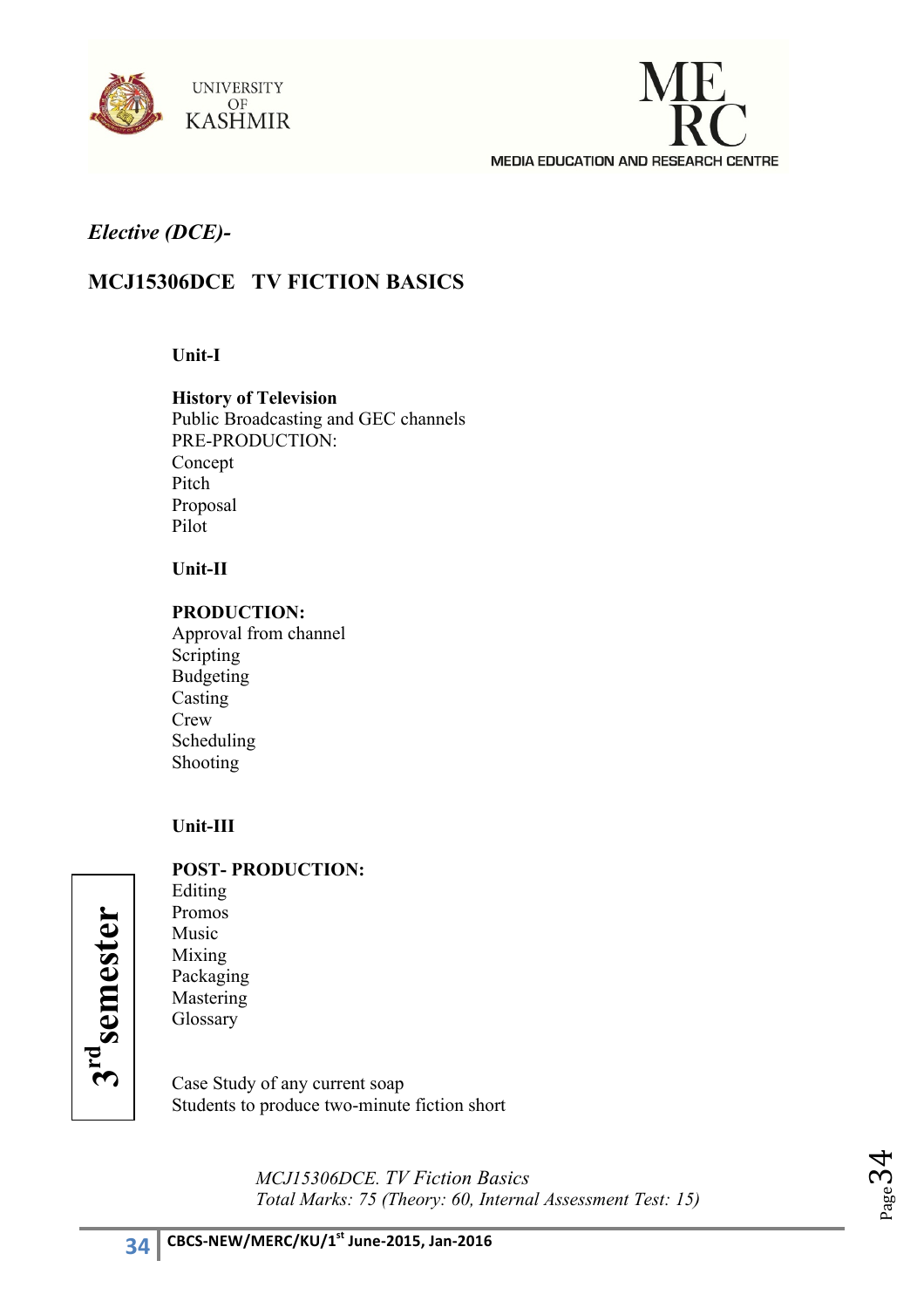*Elective (DCE)-*

## MCJ15306DCE TV FICTION BASICS

**Unit-I**

**History of Television**
Public Broadcasting and GEC channels
PRE-PRODUCTION:
Concept
Pitch
Proposal
Pilot

**Unit-II**

**PRODUCTION:**
Approval from channel
Scripting
Budgeting
Casting
Crew
Scheduling
Shooting

**Unit-III**

**POST- PRODUCTION:**
Editing
Promos
Music
Mixing
Packaging
Mastering
Glossary

Case Study of any current soap
Students to produce two-minute fiction short

*MCJ15306DCE. TV Fiction Basics*
*Total Marks: 75 (Theory: 60, Internal Assessment Test: 15)*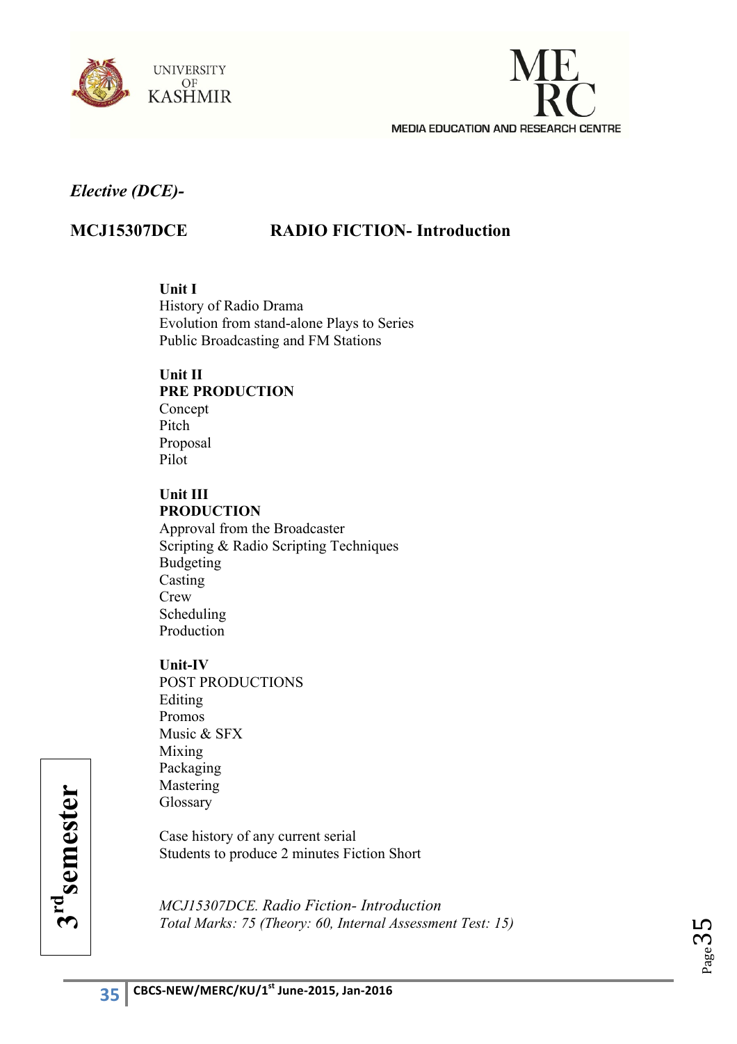*Elective (DCE)-*

## MCJ15307DCE RADIO FICTION- Introduction

**Unit I**

History of Radio Drama
Evolution from stand-alone Plays to Series
Public Broadcasting and FM Stations

**Unit II**

**PRE PRODUCTION**

Concept
Pitch
Proposal
Pilot

**Unit III**

**PRODUCTION**

Approval from the Broadcaster
Scripting & Radio Scripting Techniques
Budgeting
Casting
Crew
Scheduling
Production

**Unit-IV**

POST PRODUCTIONS
Editing
Promos
Music & SFX
Mixing
Packaging
Mastering
Glossary

Case history of any current serial
Students to produce 2 minutes Fiction Short

*MCJ15307DCE. Radio Fiction- Introduction*
*Total Marks: 75 (Theory: 60, Internal Assessment Test: 15)*

**3rd semester**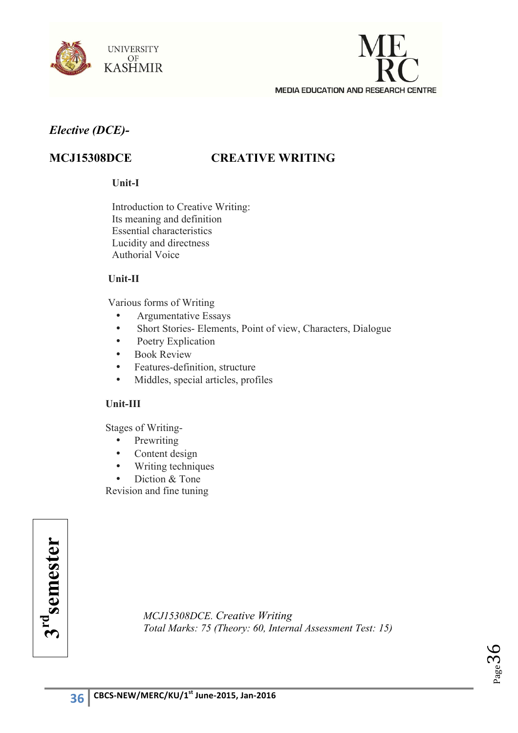*Elective (DCE)-*

## MCJ15308DCE CREATIVE WRITING

**Unit-I**

Introduction to Creative Writing:
Its meaning and definition
Essential characteristics
Lucidity and directness
Authorial Voice

**Unit-II**

Various forms of Writing

- Argumentative Essays
- Short Stories- Elements, Point of view, Characters, Dialogue
- Poetry Explication
- Book Review
- Features-definition, structure
- Middles, special articles, profiles

**Unit-III**

Stages of Writing-

- Prewriting
- Content design
- Writing techniques
- Diction & Tone

Revision and fine tuning

**3rd semester**

*MCJ15308DCE. Creative Writing*
*Total Marks: 75 (Theory: 60, Internal Assessment Test: 15)*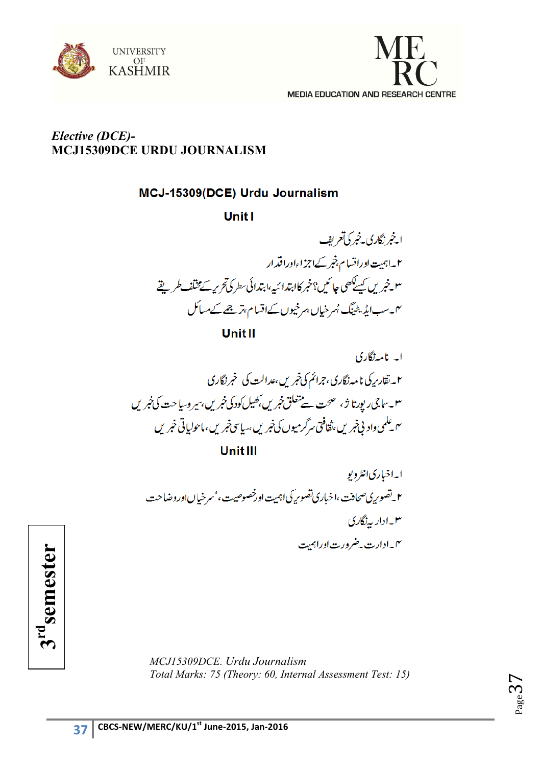*Elective (DCE)-*
**MCJ15309DCE URDU JOURNALISM**

## MCJ-15309(DCE) Urdu Journalism

### Unit I

۱۔خبر نگاری۔خبر کی تعریف
۲۔اہمیت اور اقسام،خبر کے اجزاءاور اقدار
۳۔خبریں کیسے لکھی جائیں؟خبر کا ابتدائیہ،ابتدائی سطر کی تحریر کے مختلف طریقے
۴۔سب ایڈیٹنگ،سرخیاں،سرخیوں کے اقسام،ترجمے کے مسائل

### Unit II

۱۔ نامہ نگاری
۲۔تقاریر کی نامہ نگاری،جرائم کی خبریں،عدالت کی خبر نگاری
۳۔سماجی رپورتاژ، صحت سے متعلق خبریں،کھیل کود کی خبریں،سیر وسیاحت کی خبریں
۴۔علمی و ادبی خبریں،ثقافتی سرگرمیوں کی خبریں،سیاسی خبریں،ماحولیاتی خبریں

### Unit III

۱۔اخباری انٹرویو
۲۔تصویری صحافت،اخباری تصویر کی اہمیت اور خصوصیت،سُرخیاں اور وضاحت
۳۔اداریہ نگاری
۴۔ادارت۔ضرورت اور اہمیت

3rd semester

*MCJ15309DCE. Urdu Journalism*
*Total Marks: 75 (Theory: 60, Internal Assessment Test: 15)*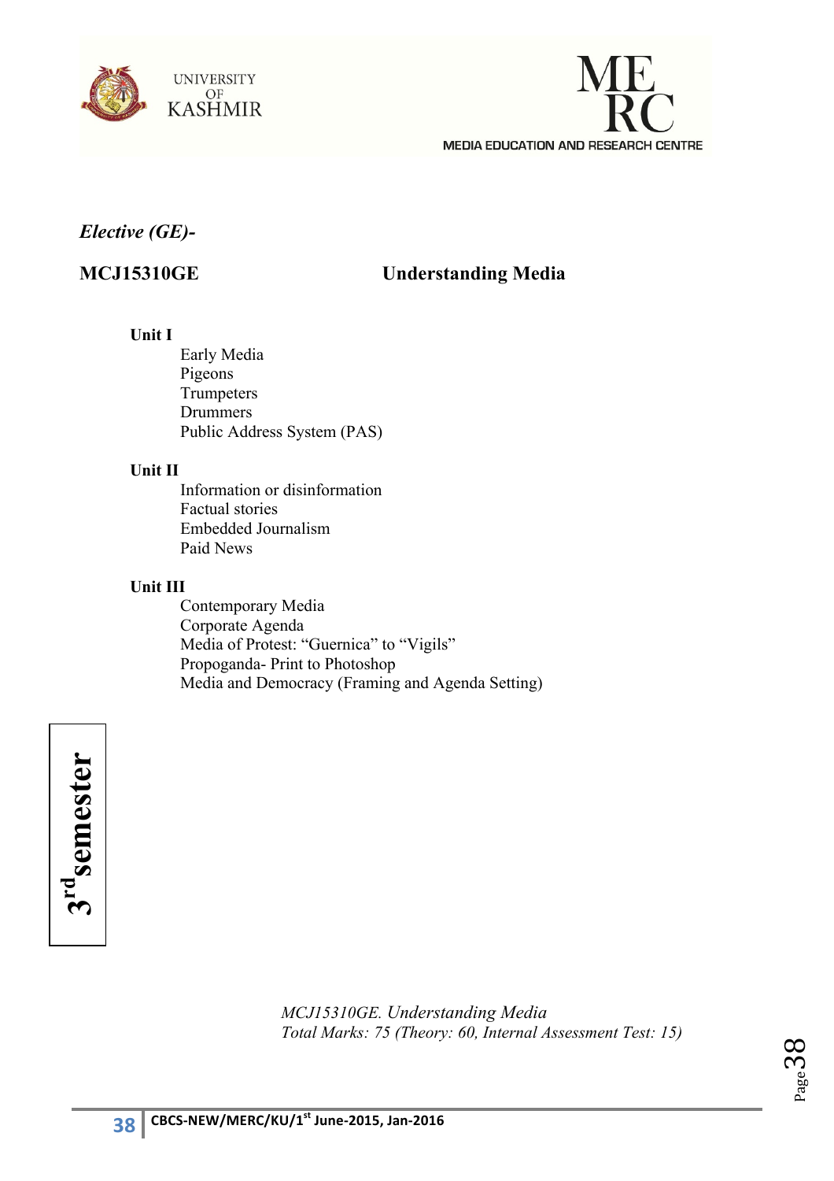*Elective (GE)-*

## MCJ15310GE Understanding Media

**Unit I**

Early Media
Pigeons
Trumpeters
Drummers
Public Address System (PAS)

**Unit II**

Information or disinformation
Factual stories
Embedded Journalism
Paid News

**Unit III**

Contemporary Media
Corporate Agenda
Media of Protest: "Guernica" to "Vigils"
Propoganda- Print to Photoshop
Media and Democracy (Framing and Agenda Setting)

**3rd semester**

*MCJ15310GE. Understanding Media*
*Total Marks: 75 (Theory: 60, Internal Assessment Test: 15)*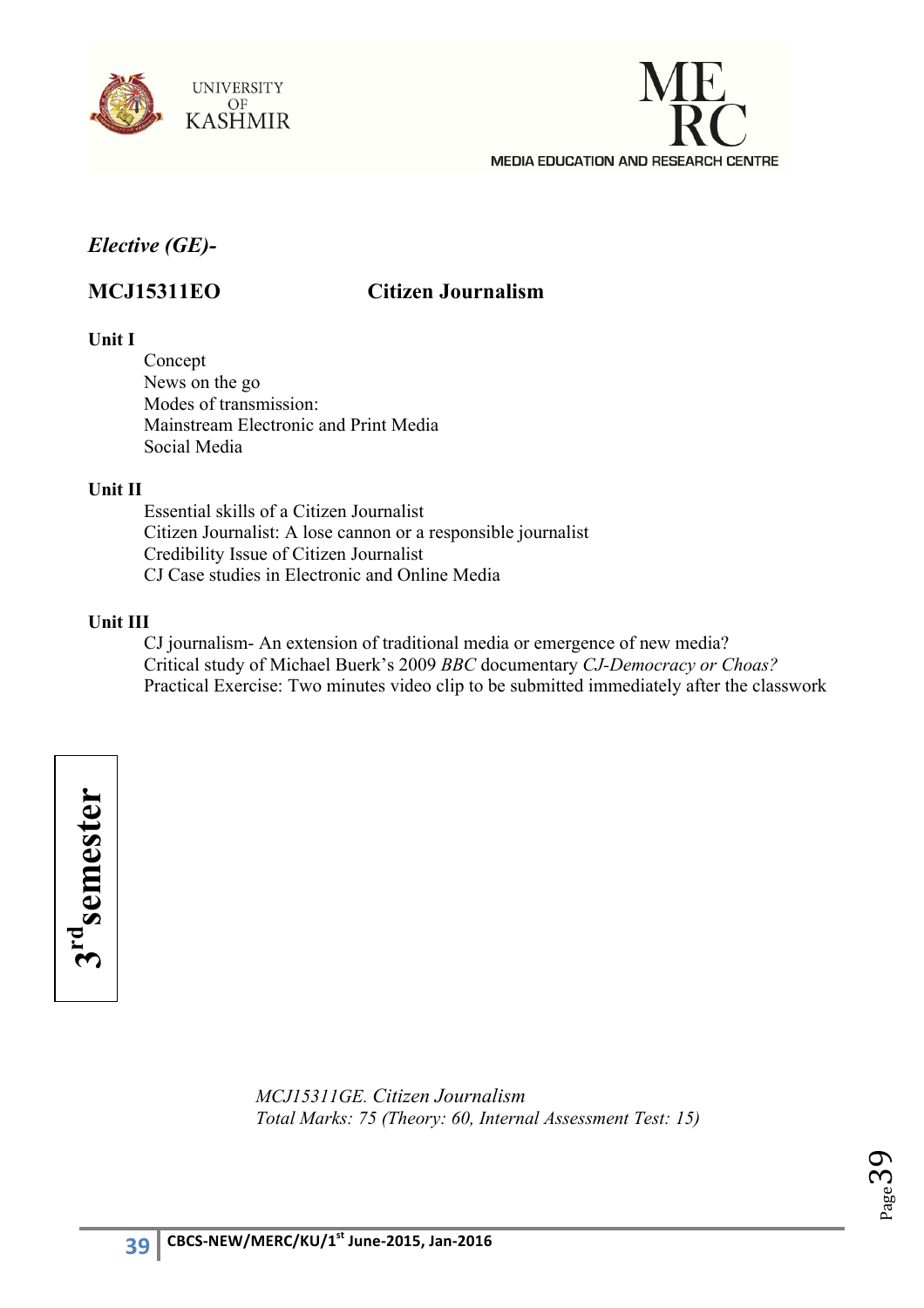*Elective (GE)-*

**MCJ15311EO** **Citizen Journalism**

**Unit I**

Concept
News on the go
Modes of transmission:
Mainstream Electronic and Print Media
Social Media

**Unit II**

Essential skills of a Citizen Journalist
Citizen Journalist: A lose cannon or a responsible journalist
Credibility Issue of Citizen Journalist
CJ Case studies in Electronic and Online Media

**Unit III**

CJ journalism- An extension of traditional media or emergence of new media?
Critical study of Michael Buerk's 2009 *BBC* documentary *CJ-Democracy or Choas?*
Practical Exercise: Two minutes video clip to be submitted immediately after the classwork

**3rd semester**

*MCJ15311GE. Citizen Journalism*
*Total Marks: 75 (Theory: 60, Internal Assessment Test: 15)*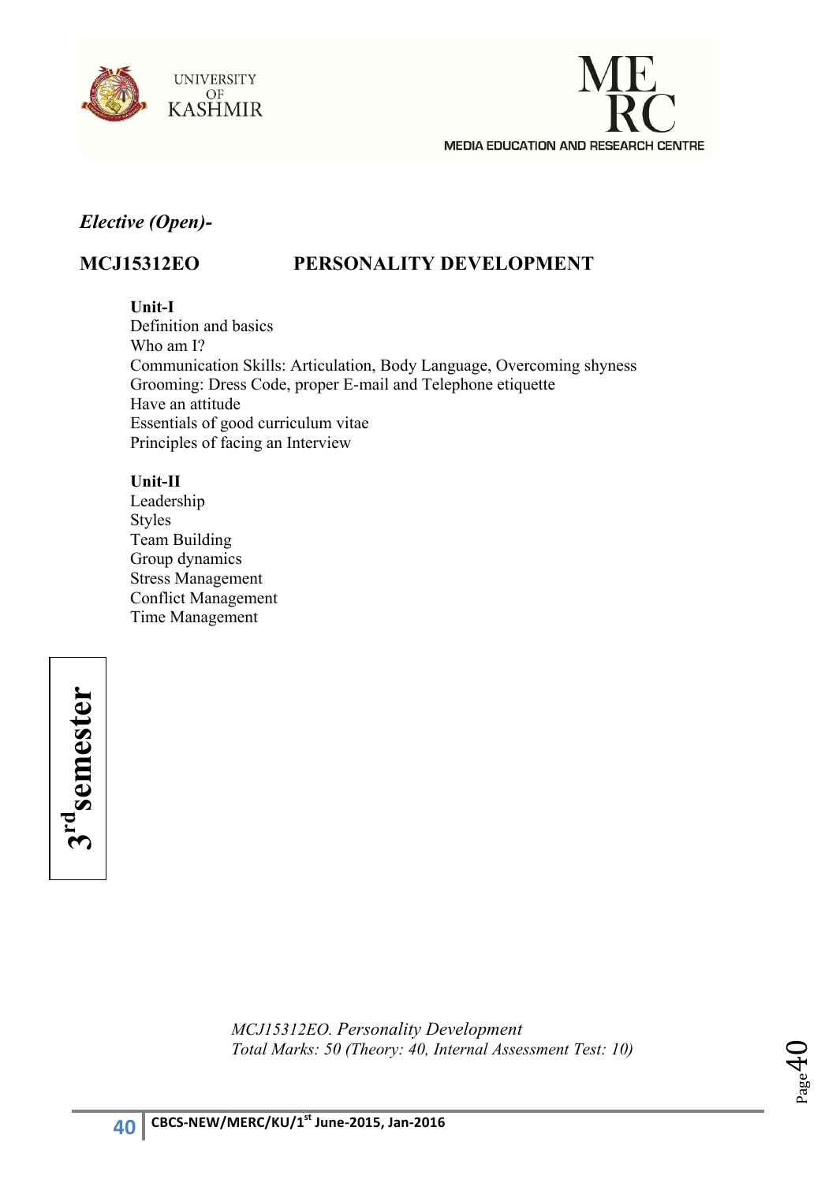*Elective (Open)-*

## MCJ15312EO PERSONALITY DEVELOPMENT

**Unit-I**

Definition and basics
Who am I?
Communication Skills: Articulation, Body Language, Overcoming shyness
Grooming: Dress Code, proper E-mail and Telephone etiquette
Have an attitude
Essentials of good curriculum vitae
Principles of facing an Interview

**Unit-II**

Leadership
Styles
Team Building
Group dynamics
Stress Management
Conflict Management
Time Management

**3rd semester**

*MCJ15312EO. Personality Development*
*Total Marks: 50 (Theory: 40, Internal Assessment Test: 10)*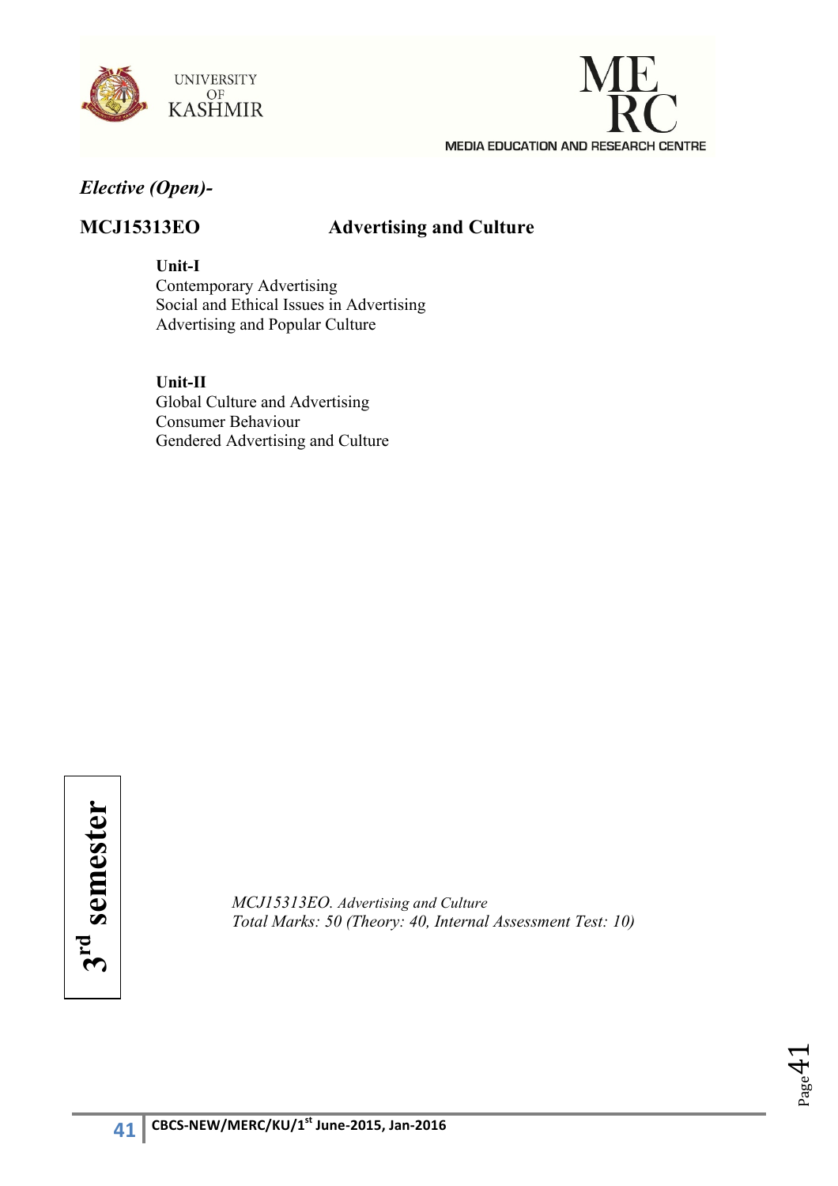*Elective (Open)-*

**MCJ15313EO** **Advertising and Culture**

**Unit-I**

Contemporary Advertising
Social and Ethical Issues in Advertising
Advertising and Popular Culture

**Unit-II**

Global Culture and Advertising
Consumer Behaviour
Gendered Advertising and Culture

**3rd semester**

*MCJ15313EO. Advertising and Culture*
*Total Marks: 50 (Theory: 40, Internal Assessment Test: 10)*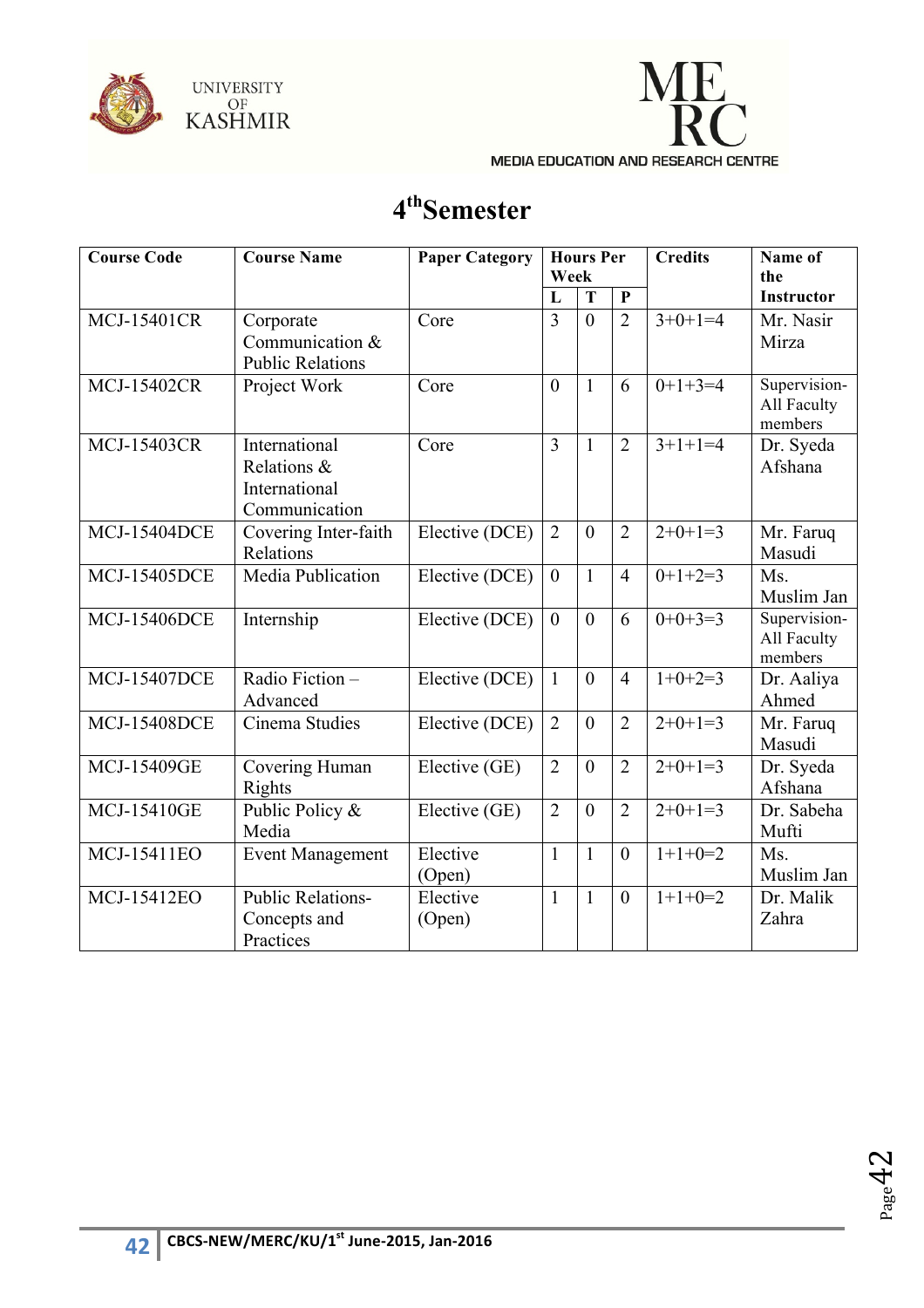# 4th Semester

| Course Code | Course Name | Paper Category | Hours Per Week | | | Credits | Name of the Instructor |
|---|---|---|---|---|---|---|---|
| | | | L | T | P | | |
| MCJ-15401CR | Corporate Communication & Public Relations | Core | 3 | 0 | 2 | 3+0+1=4 | Mr. Nasir Mirza |
| MCJ-15402CR | Project Work | Core | 0 | 1 | 6 | 0+1+3=4 | Supervision-All Faculty members |
| MCJ-15403CR | International Relations & International Communication | Core | 3 | 1 | 2 | 3+1+1=4 | Dr. Syeda Afshana |
| MCJ-15404DCE | Covering Inter-faith Relations | Elective (DCE) | 2 | 0 | 2 | 2+0+1=3 | Mr. Faruq Masudi |
| MCJ-15405DCE | Media Publication | Elective (DCE) | 0 | 1 | 4 | 0+1+2=3 | Ms. Muslim Jan |
| MCJ-15406DCE | Internship | Elective (DCE) | 0 | 0 | 6 | 0+0+3=3 | Supervision-All Faculty members |
| MCJ-15407DCE | Radio Fiction – Advanced | Elective (DCE) | 1 | 0 | 4 | 1+0+2=3 | Dr. Aaliya Ahmed |
| MCJ-15408DCE | Cinema Studies | Elective (DCE) | 2 | 0 | 2 | 2+0+1=3 | Mr. Faruq Masudi |
| MCJ-15409GE | Covering Human Rights | Elective (GE) | 2 | 0 | 2 | 2+0+1=3 | Dr. Syeda Afshana |
| MCJ-15410GE | Public Policy & Media | Elective (GE) | 2 | 0 | 2 | 2+0+1=3 | Dr. Sabeha Mufti |
| MCJ-15411EO | Event Management | Elective (Open) | 1 | 1 | 0 | 1+1+0=2 | Ms. Muslim Jan |
| MCJ-15412EO | Public Relations-Concepts and Practices | Elective (Open) | 1 | 1 | 0 | 1+1+0=2 | Dr. Malik Zahra |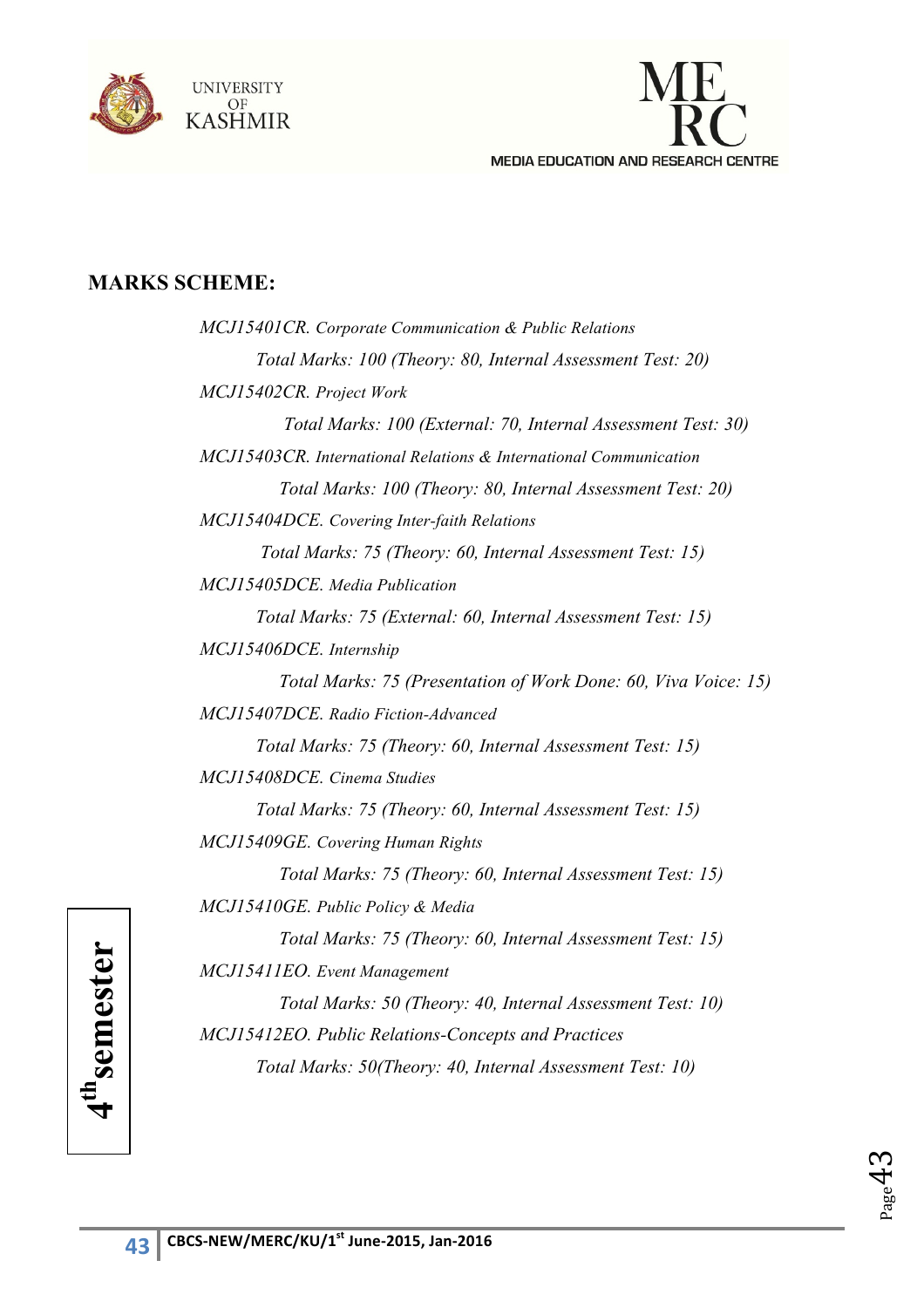## MARKS SCHEME:

*MCJ15401CR. Corporate Communication & Public Relations*

*Total Marks: 100 (Theory: 80, Internal Assessment Test: 20)*

*MCJ15402CR. Project Work*

*Total Marks: 100 (External: 70, Internal Assessment Test: 30)*

*MCJ15403CR. International Relations & International Communication*

*Total Marks: 100 (Theory: 80, Internal Assessment Test: 20)*

*MCJ15404DCE. Covering Inter-faith Relations*

*Total Marks: 75 (Theory: 60, Internal Assessment Test: 15)*

*MCJ15405DCE. Media Publication*

*Total Marks: 75 (External: 60, Internal Assessment Test: 15)*

*MCJ15406DCE. Internship*

*Total Marks: 75 (Presentation of Work Done: 60, Viva Voice: 15)*

*MCJ15407DCE. Radio Fiction-Advanced*

*Total Marks: 75 (Theory: 60, Internal Assessment Test: 15)*

*MCJ15408DCE. Cinema Studies*

*Total Marks: 75 (Theory: 60, Internal Assessment Test: 15)*

*MCJ15409GE. Covering Human Rights*

*Total Marks: 75 (Theory: 60, Internal Assessment Test: 15)*

*MCJ15410GE. Public Policy & Media*

*Total Marks: 75 (Theory: 60, Internal Assessment Test: 15)*

*MCJ15411EO. Event Management*

*Total Marks: 50 (Theory: 40, Internal Assessment Test: 10)*

*MCJ15412EO. Public Relations-Concepts and Practices*

*Total Marks: 50(Theory: 40, Internal Assessment Test: 10)*

**4th semester**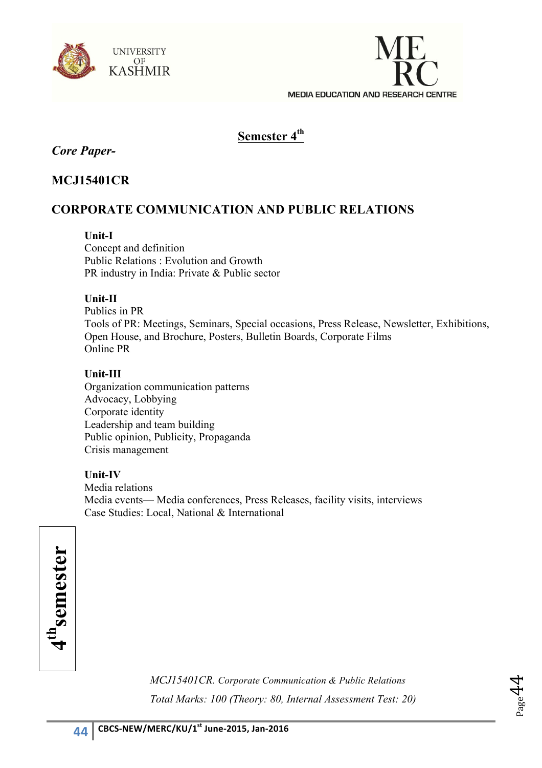## Semester 4th

*Core Paper-*

### MCJ15401CR

### CORPORATE COMMUNICATION AND PUBLIC RELATIONS

**Unit-I**

Concept and definition
Public Relations : Evolution and Growth
PR industry in India: Private & Public sector

**Unit-II**

Publics in PR
Tools of PR: Meetings, Seminars, Special occasions, Press Release, Newsletter, Exhibitions, Open House, and Brochure, Posters, Bulletin Boards, Corporate Films
Online PR

**Unit-III**

Organization communication patterns
Advocacy, Lobbying
Corporate identity
Leadership and team building
Public opinion, Publicity, Propaganda
Crisis management

**Unit-IV**

Media relations
Media events— Media conferences, Press Releases, facility visits, interviews
Case Studies: Local, National & International

*MCJ15401CR. Corporate Communication & Public Relations*

*Total Marks: 100 (Theory: 80, Internal Assessment Test: 20)*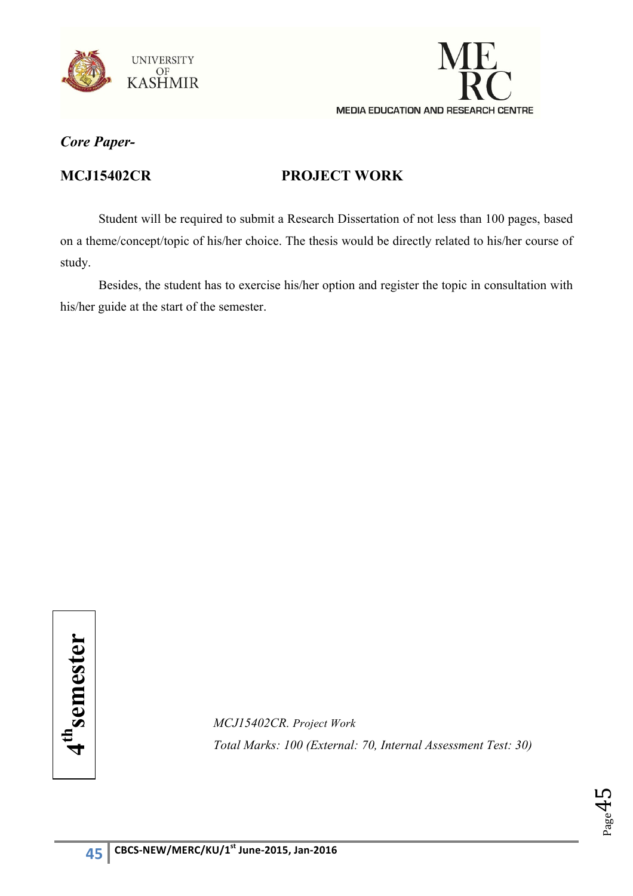*Core Paper-*

**MCJ15402CR** **PROJECT WORK**

Student will be required to submit a Research Dissertation of not less than 100 pages, based on a theme/concept/topic of his/her choice. The thesis would be directly related to his/her course of study.

Besides, the student has to exercise his/her option and register the topic in consultation with his/her guide at the start of the semester.

**4th semester**

*MCJ15402CR. Project Work*

*Total Marks: 100 (External: 70, Internal Assessment Test: 30)*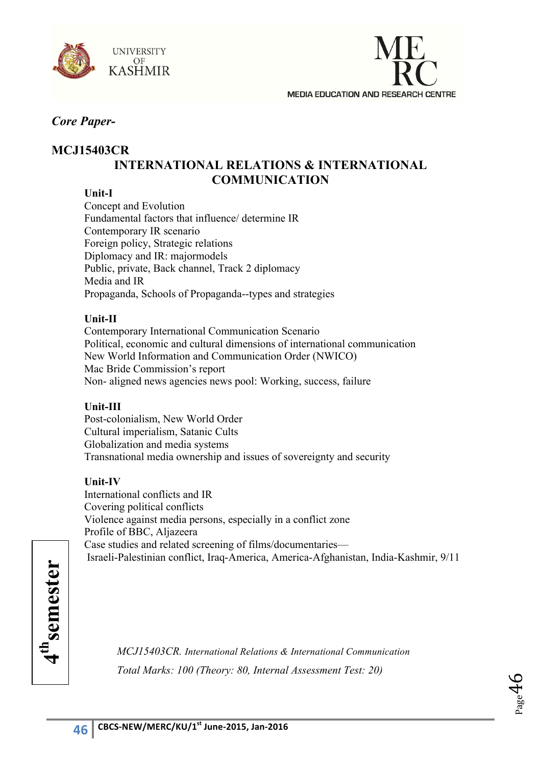*Core Paper-*

## MCJ15403CR

### INTERNATIONAL RELATIONS & INTERNATIONAL COMMUNICATION

**Unit-I**

Concept and Evolution
Fundamental factors that influence/ determine IR
Contemporary IR scenario
Foreign policy, Strategic relations
Diplomacy and IR: majormodels
Public, private, Back channel, Track 2 diplomacy
Media and IR
Propaganda, Schools of Propaganda--types and strategies

**Unit-II**

Contemporary International Communication Scenario
Political, economic and cultural dimensions of international communication
New World Information and Communication Order (NWICO)
Mac Bride Commission's report
Non- aligned news agencies news pool: Working, success, failure

**Unit-III**

Post-colonialism, New World Order
Cultural imperialism, Satanic Cults
Globalization and media systems
Transnational media ownership and issues of sovereignty and security

**Unit-IV**

International conflicts and IR
Covering political conflicts
Violence against media persons, especially in a conflict zone
Profile of BBC, Aljazeera
Case studies and related screening of films/documentaries—
Israeli-Palestinian conflict, Iraq-America, America-Afghanistan, India-Kashmir, 9/11

**4th semester**

*MCJ15403CR. International Relations & International Communication*
*Total Marks: 100 (Theory: 80, Internal Assessment Test: 20)*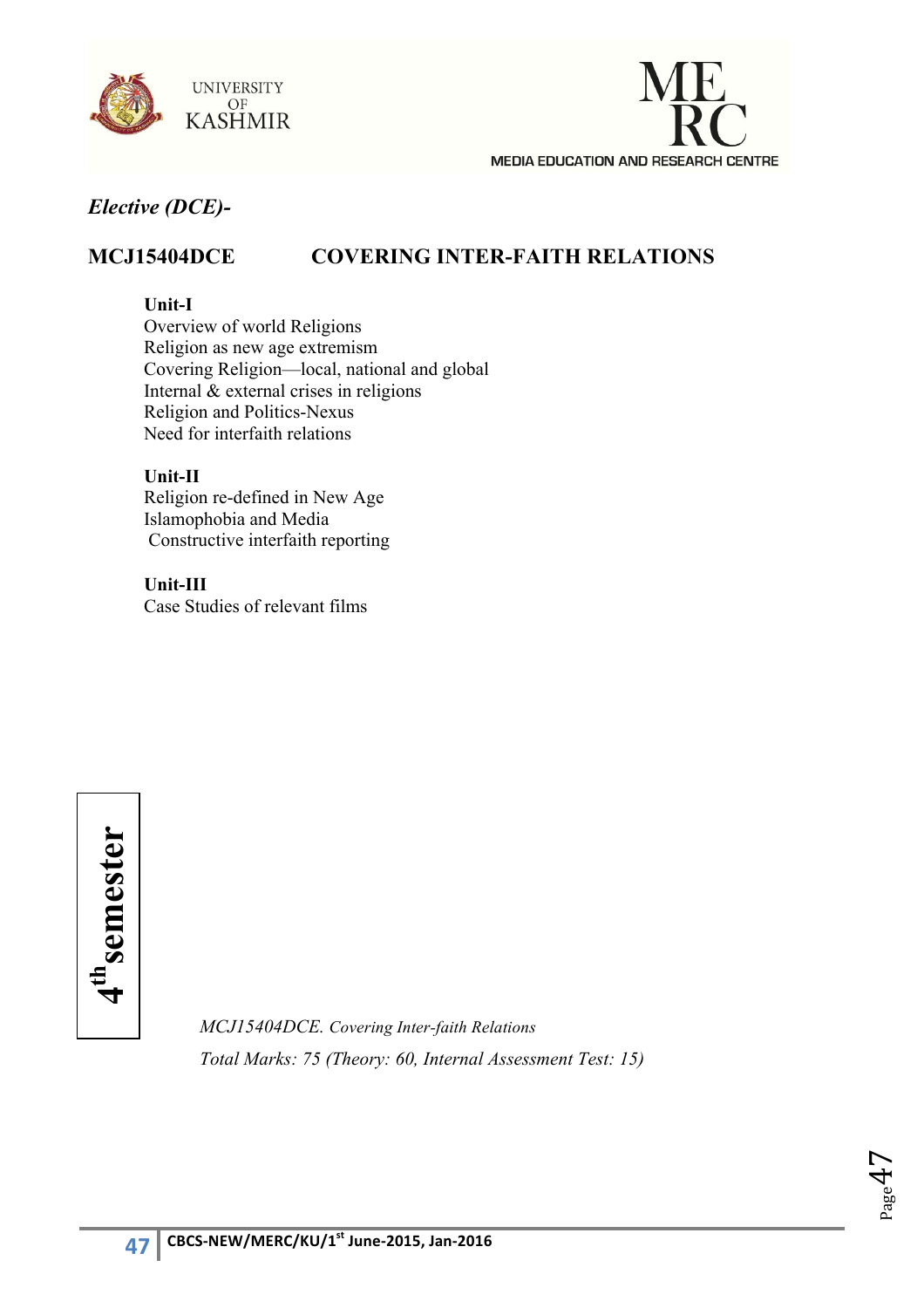*Elective (DCE)-*

## MCJ15404DCE COVERING INTER-FAITH RELATIONS

**Unit-I**

Overview of world Religions
Religion as new age extremism
Covering Religion—local, national and global
Internal & external crises in religions
Religion and Politics-Nexus
Need for interfaith relations

**Unit-II**

Religion re-defined in New Age
Islamophobia and Media
Constructive interfaith reporting

**Unit-III**

Case Studies of relevant films

**4th semester**

*MCJ15404DCE. Covering Inter-faith Relations*

*Total Marks: 75 (Theory: 60, Internal Assessment Test: 15)*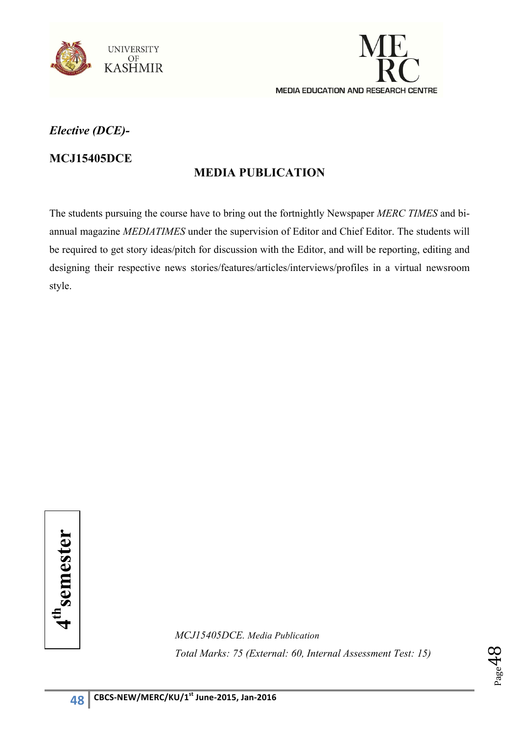*Elective (DCE)-*

**MCJ15405DCE**

## MEDIA PUBLICATION

The students pursuing the course have to bring out the fortnightly Newspaper *MERC TIMES* and bi-annual magazine *MEDIATIMES* under the supervision of Editor and Chief Editor. The students will be required to get story ideas/pitch for discussion with the Editor, and will be reporting, editing and designing their respective news stories/features/articles/interviews/profiles in a virtual newsroom style.

**4th semester**

*MCJ15405DCE. Media Publication*

*Total Marks: 75 (External: 60, Internal Assessment Test: 15)*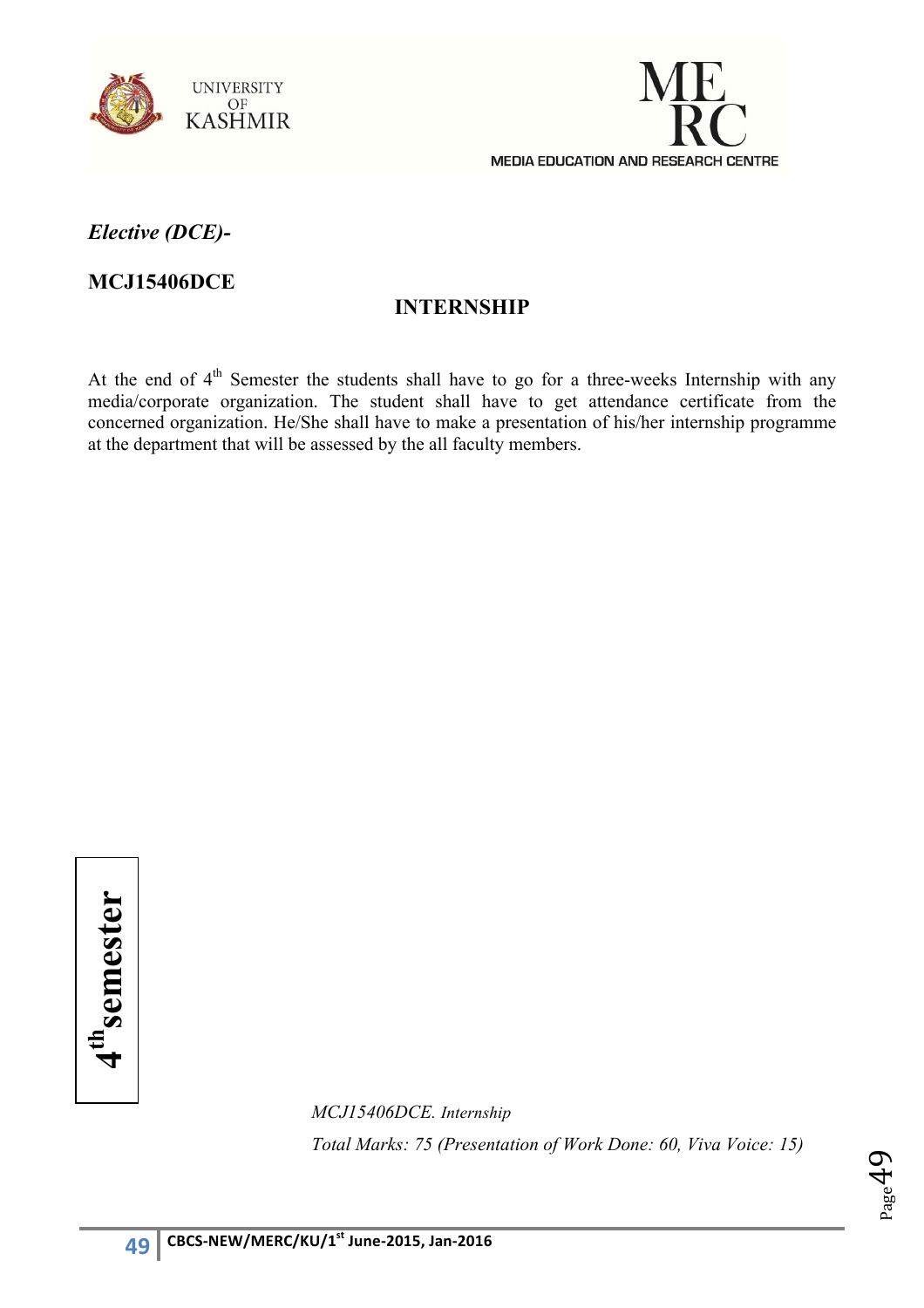*Elective (DCE)-*

**MCJ15406DCE**

## INTERNSHIP

At the end of 4th Semester the students shall have to go for a three-weeks Internship with any media/corporate organization. The student shall have to get attendance certificate from the concerned organization. He/She shall have to make a presentation of his/her internship programme at the department that will be assessed by the all faculty members.

**4th semester**

*MCJ15406DCE. Internship*

*Total Marks: 75 (Presentation of Work Done: 60, Viva Voice: 15)*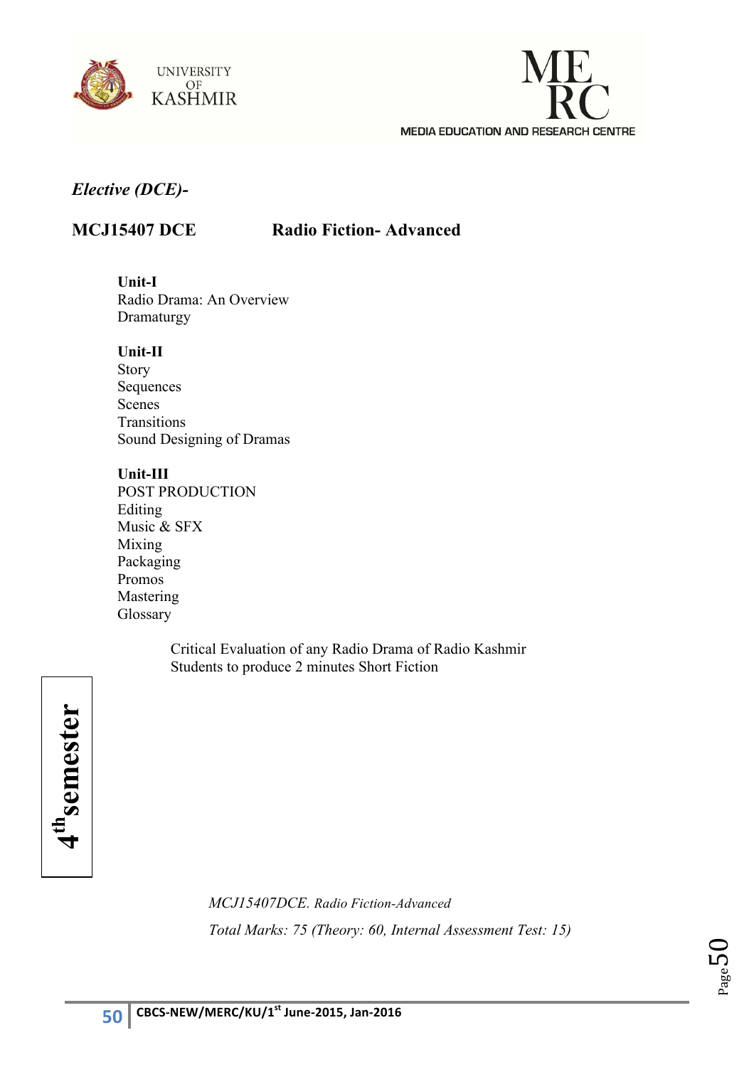*Elective (DCE)-*

**MCJ15407 DCE** **Radio Fiction- Advanced**

**Unit-I**
Radio Drama: An Overview
Dramaturgy

**Unit-II**
Story
Sequences
Scenes
Transitions
Sound Designing of Dramas

**Unit-III**
POST PRODUCTION
Editing
Music & SFX
Mixing
Packaging
Promos
Mastering
Glossary

Critical Evaluation of any Radio Drama of Radio Kashmir
Students to produce 2 minutes Short Fiction

**4th semester**

*MCJ15407DCE. Radio Fiction-Advanced*

*Total Marks: 75 (Theory: 60, Internal Assessment Test: 15)*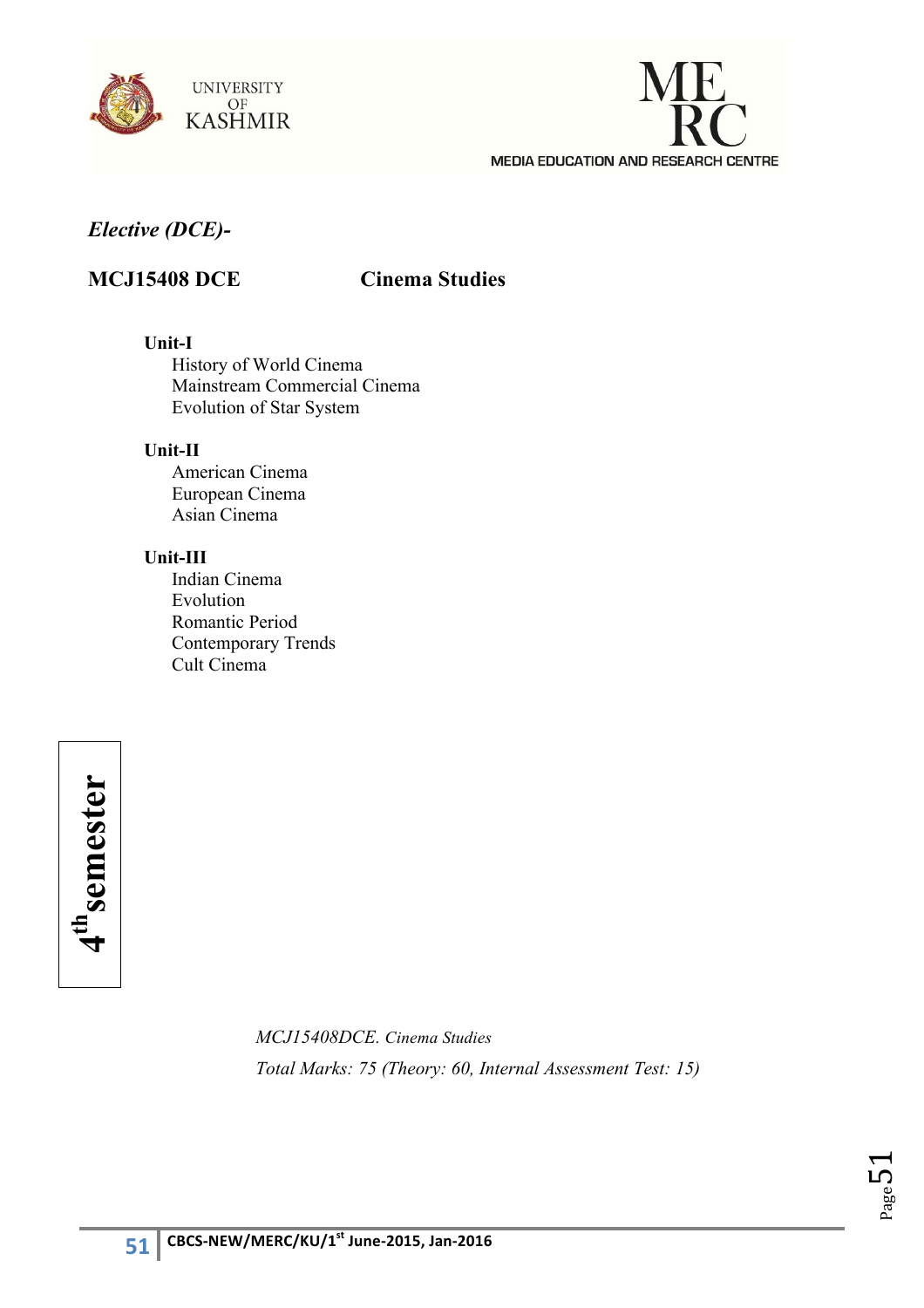*Elective (DCE)-*

**MCJ15408 DCE** **Cinema Studies**

**Unit-I**

History of World Cinema
Mainstream Commercial Cinema
Evolution of Star System

**Unit-II**

American Cinema
European Cinema
Asian Cinema

**Unit-III**

Indian Cinema
Evolution
Romantic Period
Contemporary Trends
Cult Cinema

**4th semester**

*MCJ15408DCE. Cinema Studies*

*Total Marks: 75 (Theory: 60, Internal Assessment Test: 15)*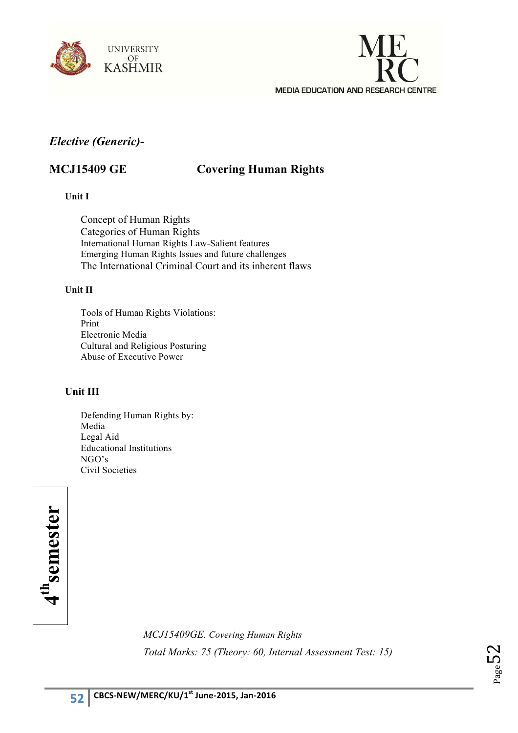*Elective (Generic)-*

## MCJ15409 GE Covering Human Rights

**Unit I**

Concept of Human Rights
Categories of Human Rights
International Human Rights Law-Salient features
Emerging Human Rights Issues and future challenges
The International Criminal Court and its inherent flaws

**Unit II**

Tools of Human Rights Violations:
Print
Electronic Media
Cultural and Religious Posturing
Abuse of Executive Power

**Unit III**

Defending Human Rights by:
Media
Legal Aid
Educational Institutions
NGO's
Civil Societies

**4th semester**

*MCJ15409GE. Covering Human Rights*

*Total Marks: 75 (Theory: 60, Internal Assessment Test: 15)*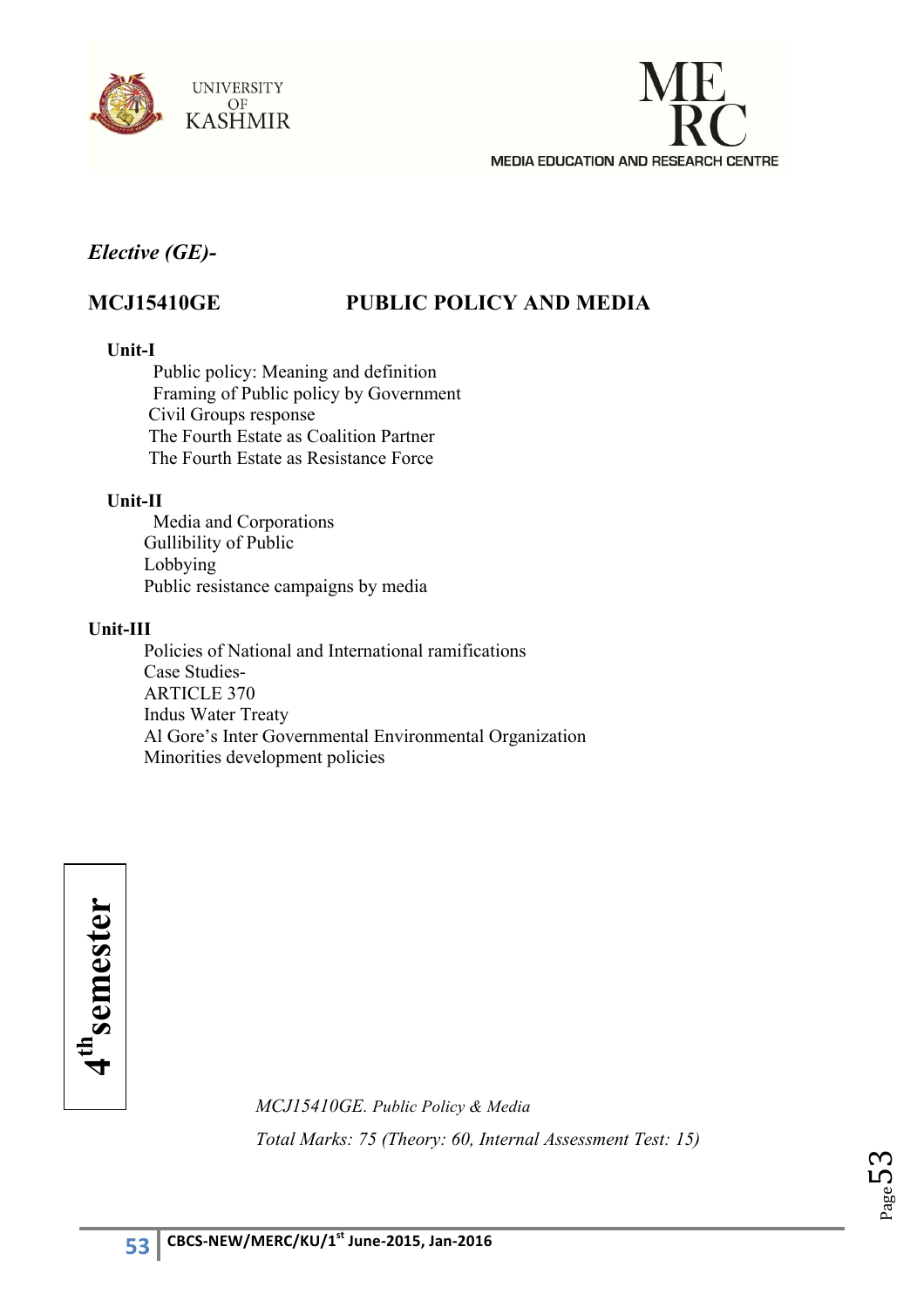*Elective (GE)-*

## MCJ15410GE PUBLIC POLICY AND MEDIA

**Unit-I**

- Public policy: Meaning and definition
- Framing of Public policy by Government
- Civil Groups response
- The Fourth Estate as Coalition Partner
- The Fourth Estate as Resistance Force

**Unit-II**

- Media and Corporations
- Gullibility of Public
- Lobbying
- Public resistance campaigns by media

**Unit-III**

- Policies of National and International ramifications
- Case Studies-
- ARTICLE 370
- Indus Water Treaty
- Al Gore's Inter Governmental Environmental Organization
- Minorities development policies

**4th semester**

*MCJ15410GE. Public Policy & Media*

*Total Marks: 75 (Theory: 60, Internal Assessment Test: 15)*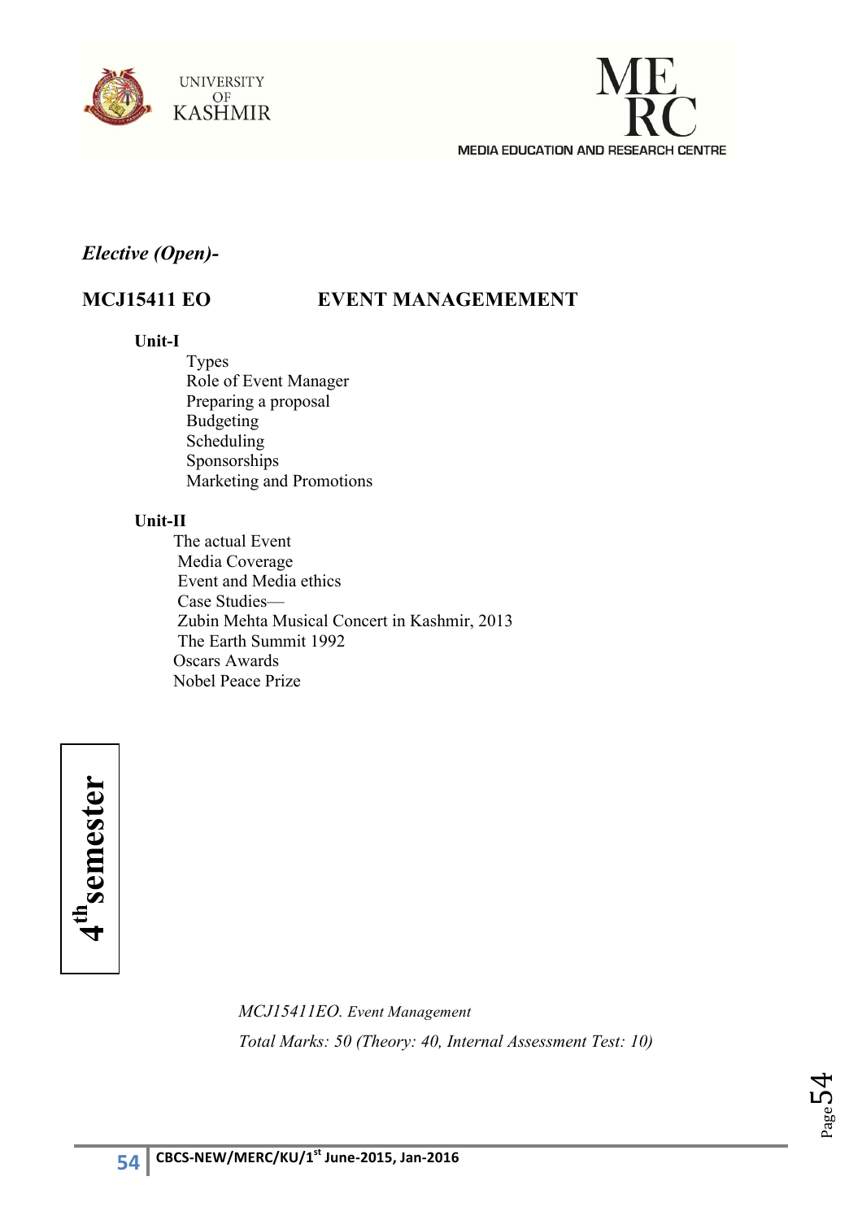*Elective (Open)-*

## MCJ15411 EO EVENT MANAGEMEMENT

**Unit-I**

- Types
- Role of Event Manager
- Preparing a proposal
- Budgeting
- Scheduling
- Sponsorships
- Marketing and Promotions

**Unit-II**

- The actual Event
- Media Coverage
- Event and Media ethics
- Case Studies—
- Zubin Mehta Musical Concert in Kashmir, 2013
- The Earth Summit 1992
- Oscars Awards
- Nobel Peace Prize

**4th semester**

*MCJ15411EO. Event Management*

*Total Marks: 50 (Theory: 40, Internal Assessment Test: 10)*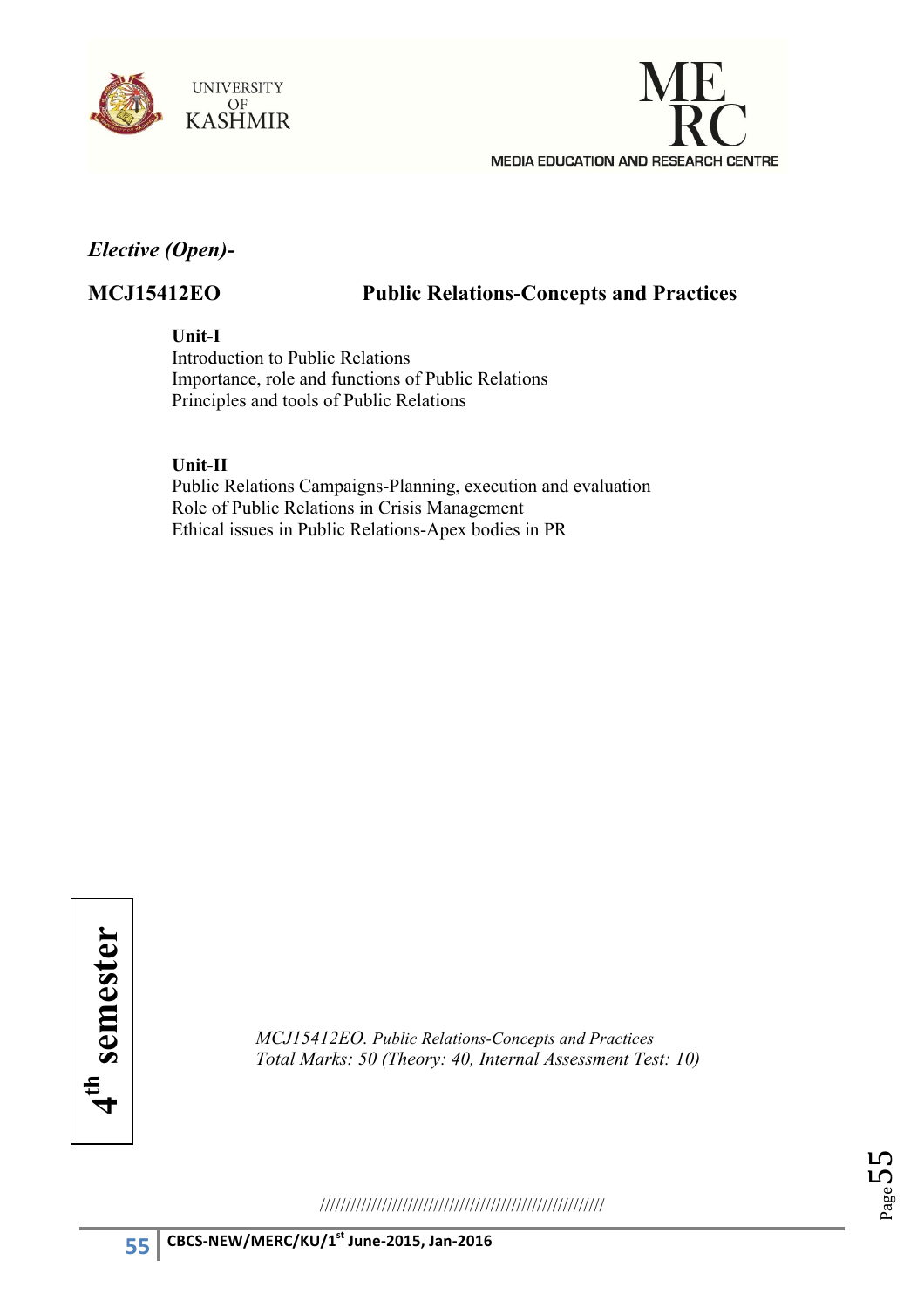*Elective (Open)-*

## MCJ15412EO Public Relations-Concepts and Practices

**Unit-I**

Introduction to Public Relations
Importance, role and functions of Public Relations
Principles and tools of Public Relations

**Unit-II**

Public Relations Campaigns-Planning, execution and evaluation
Role of Public Relations in Crisis Management
Ethical issues in Public Relations-Apex bodies in PR

**4th semester**

*MCJ15412EO. Public Relations-Concepts and Practices*
*Total Marks: 50 (Theory: 40, Internal Assessment Test: 10)*

////////////////////////////////////////////////////////////